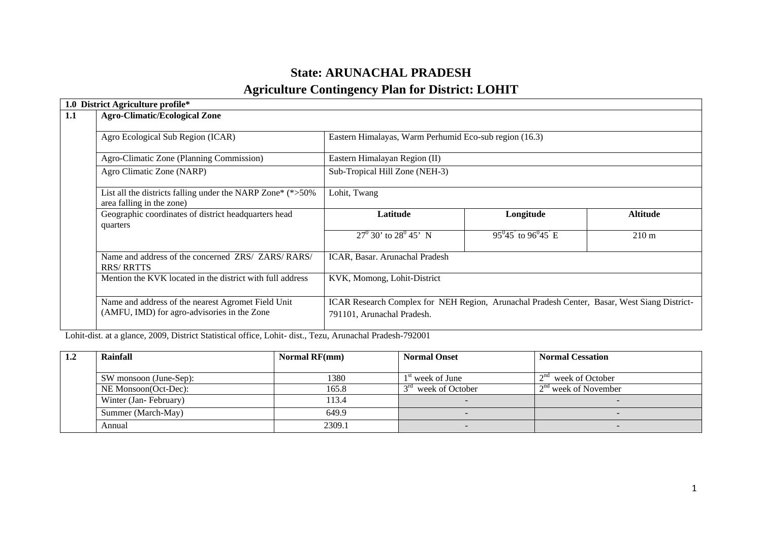# State: ARUNACHAL PRADESH

## Agriculture Contingency Plan for District: LOHIT

| **1.0 District Agriculture profile*** | | | | |
|---|---|---|---|---|
| **1.1** | **Agro-Climatic/Ecological Zone** | | | |
| | Agro Ecological Sub Region (ICAR) | Eastern Himalayas, Warm Perhumid Eco-sub region (16.3) | | |
| | Agro-Climatic Zone (Planning Commission) | Eastern Himalayan Region (II) | | |
| | Agro Climatic Zone (NARP) | Sub-Tropical Hill Zone (NEH-3) | | |
| | List all the districts falling under the NARP Zone* (*>50% area falling in the zone) | Lohit, Twang | | |
| | Geographic coordinates of district headquarters head quarters | **Latitude** | **Longitude** | **Altitude** |
| | | $27^0$ 30' to $28^0$ 45' N | $95^0 45'$ to $96^0 45'$ E | 210 m |
| | Name and address of the concerned ZRS/ ZARS/ RARS/ RRS/ RRTTS | ICAR, Basar. Arunachal Pradesh | | |
| | Mention the KVK located in the district with full address | KVK, Momong, Lohit-District | | |
| | Name and address of the nearest Agromet Field Unit (AMFU, IMD) for agro-advisories in the Zone | ICAR Research Complex for NEH Region, Arunachal Pradesh Center, Basar, West Siang District-791101, Arunachal Pradesh. | | |

Lohit-dist. at a glance, 2009, District Statistical office, Lohit- dist., Tezu, Arunachal Pradesh-792001

| **1.2** | **Rainfall** | **Normal RF(mm)** | **Normal Onset** | **Normal Cessation** |
|---|---|---|---|---|
| | SW monsoon (June-Sep): | 1380 | 1st week of June | 2nd week of October |
| | NE Monsoon(Oct-Dec): | 165.8 | 3rd week of October | 2nd week of November |
| | Winter (Jan- February) | 113.4 | - | - |
| | Summer (March-May) | 649.9 | - | - |
| | Annual | 2309.1 | - | - |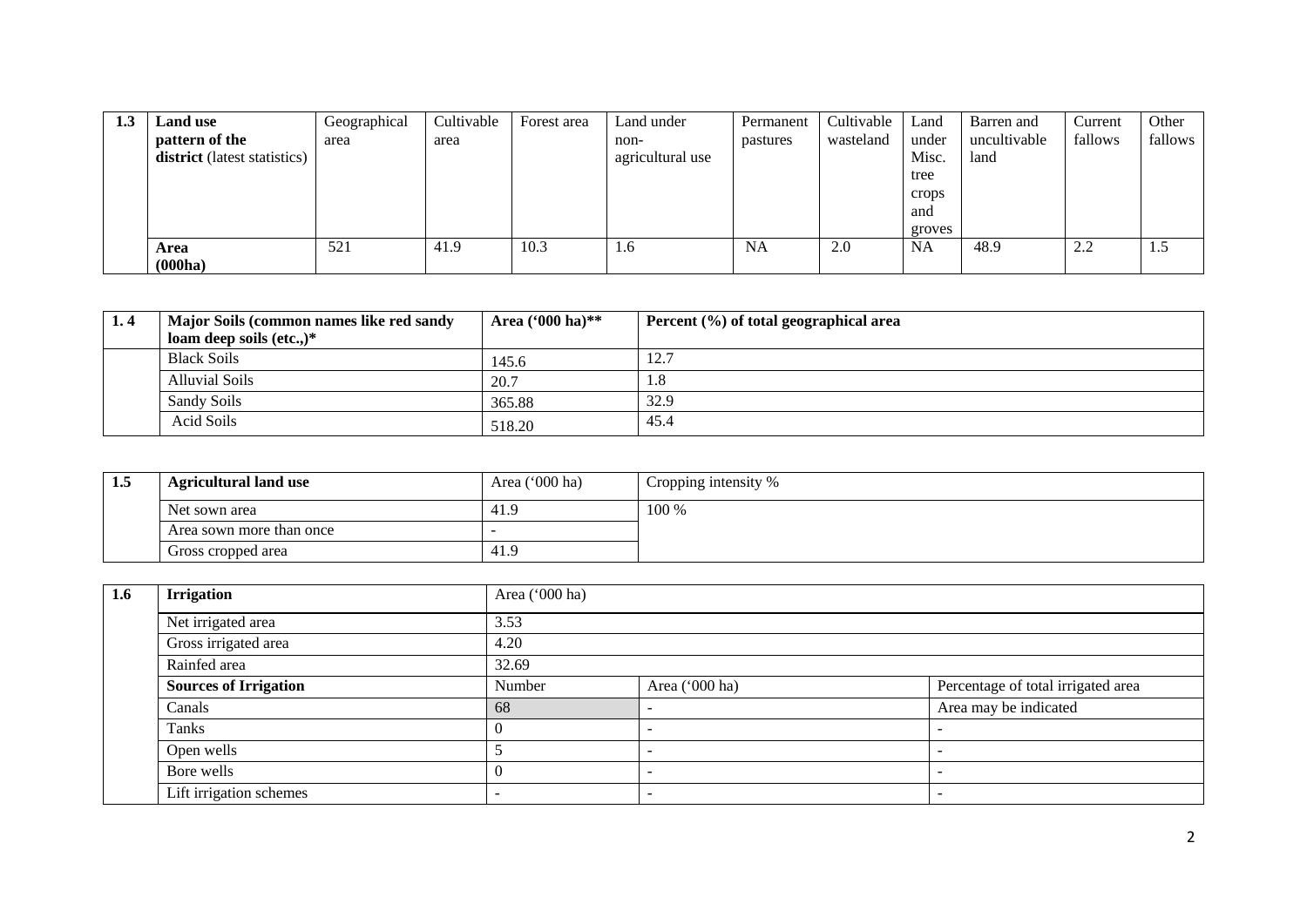| 1.3 | Land use pattern of the district (latest statistics) | Geographical area | Cultivable area | Forest area | Land under non-agricultural use | Permanent pastures | Cultivable wasteland | Land under Misc. tree crops and groves | Barren and uncultivable land | Current fallows | Other fallows |
|---|---|---|---|---|---|---|---|---|---|---|---|
| | **Area (000ha)** | 521 | 41.9 | 10.3 | 1.6 | NA | 2.0 | NA | 48.9 | 2.2 | 1.5 |

| 1. 4 | Major Soils (common names like red sandy loam deep soils (etc.,)* | Area ('000 ha)** | Percent (%) of total geographical area |
|---|---|---|---|
| | Black Soils | 145.6 | 12.7 |
| | Alluvial Soils | 20.7 | 1.8 |
| | Sandy Soils | 365.88 | 32.9 |
| | Acid Soils | 518.20 | 45.4 |

| 1.5 | Agricultural land use | Area ('000 ha) | Cropping intensity % |
|---|---|---|---|
| | Net sown area | 41.9 | 100 % |
| | Area sown more than once | - | |
| | Gross cropped area | 41.9 | |

| 1.6 | Irrigation | Area ('000 ha) | | |
|---|---|---|---|---|
| | Net irrigated area | 3.53 | | |
| | Gross irrigated area | 4.20 | | |
| | Rainfed area | 32.69 | | |
| | **Sources of Irrigation** | Number | Area ('000 ha) | Percentage of total irrigated area |
| | Canals | 68 | - | Area may be indicated |
| | Tanks | 0 | - | - |
| | Open wells | 5 | - | - |
| | Bore wells | 0 | - | - |
| | Lift irrigation schemes | - | - | - |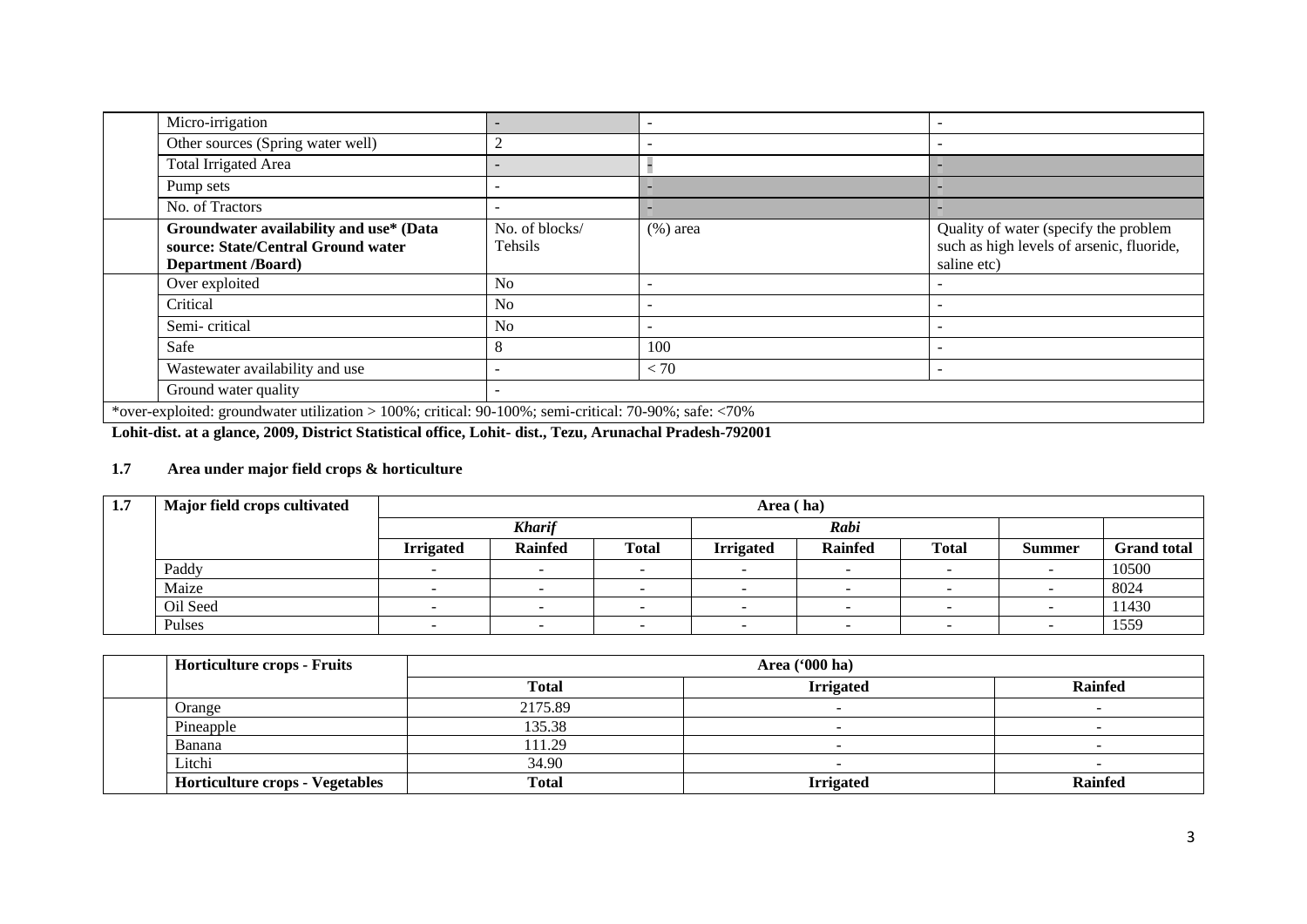| | | | | |
|---|---|---|---|---|
| | Micro-irrigation | - | - | - |
| | Other sources (Spring water well) | 2 | - | - |
| | Total Irrigated Area | - | - | - |
| | Pump sets | - | - | - |
| | No. of Tractors | - | - | - |
| | **Groundwater availability and use* (Data source: State/Central Ground water Department /Board)** | No. of blocks/ Tehsils | (%) area | Quality of water (specify the problem such as high levels of arsenic, fluoride, saline etc) |
| | Over exploited | No | - | - |
| | Critical | No | - | - |
| | Semi- critical | No | - | - |
| | Safe | 8 | 100 | - |
| | Wastewater availability and use | - | < 70 | - |
| | Ground water quality | - | | |
| *over-exploited: groundwater utilization > 100%; critical: 90-100%; semi-critical: 70-90%; safe: <70% | | | | |

**Lohit-dist. at a glance, 2009, District Statistical office, Lohit- dist., Tezu, Arunachal Pradesh-792001**

## 1.7 Area under major field crops & horticulture

| 1.7 | Major field crops cultivated | Area ( ha) | | | | | | | |
|---|---|---|---|---|---|---|---|---|---|
| | | *Kharif* | | | *Rabi* | | | | |
| | | **Irrigated** | **Rainfed** | **Total** | **Irrigated** | **Rainfed** | **Total** | **Summer** | **Grand total** |
| | Paddy | - | - | - | - | - | - | - | 10500 |
| | Maize | - | - | - | - | - | - | - | 8024 |
| | Oil Seed | - | - | - | - | - | - | - | 11430 |
| | Pulses | - | - | - | - | - | - | - | 1559 |

| | Horticulture crops - Fruits | Area ('000 ha) | | |
|---|---|---|---|---|
| | | **Total** | **Irrigated** | **Rainfed** |
| | Orange | 2175.89 | - | - |
| | Pineapple | 135.38 | - | - |
| | Banana | 111.29 | - | - |
| | Litchi | 34.90 | - | - |
| | **Horticulture crops - Vegetables** | **Total** | **Irrigated** | **Rainfed** |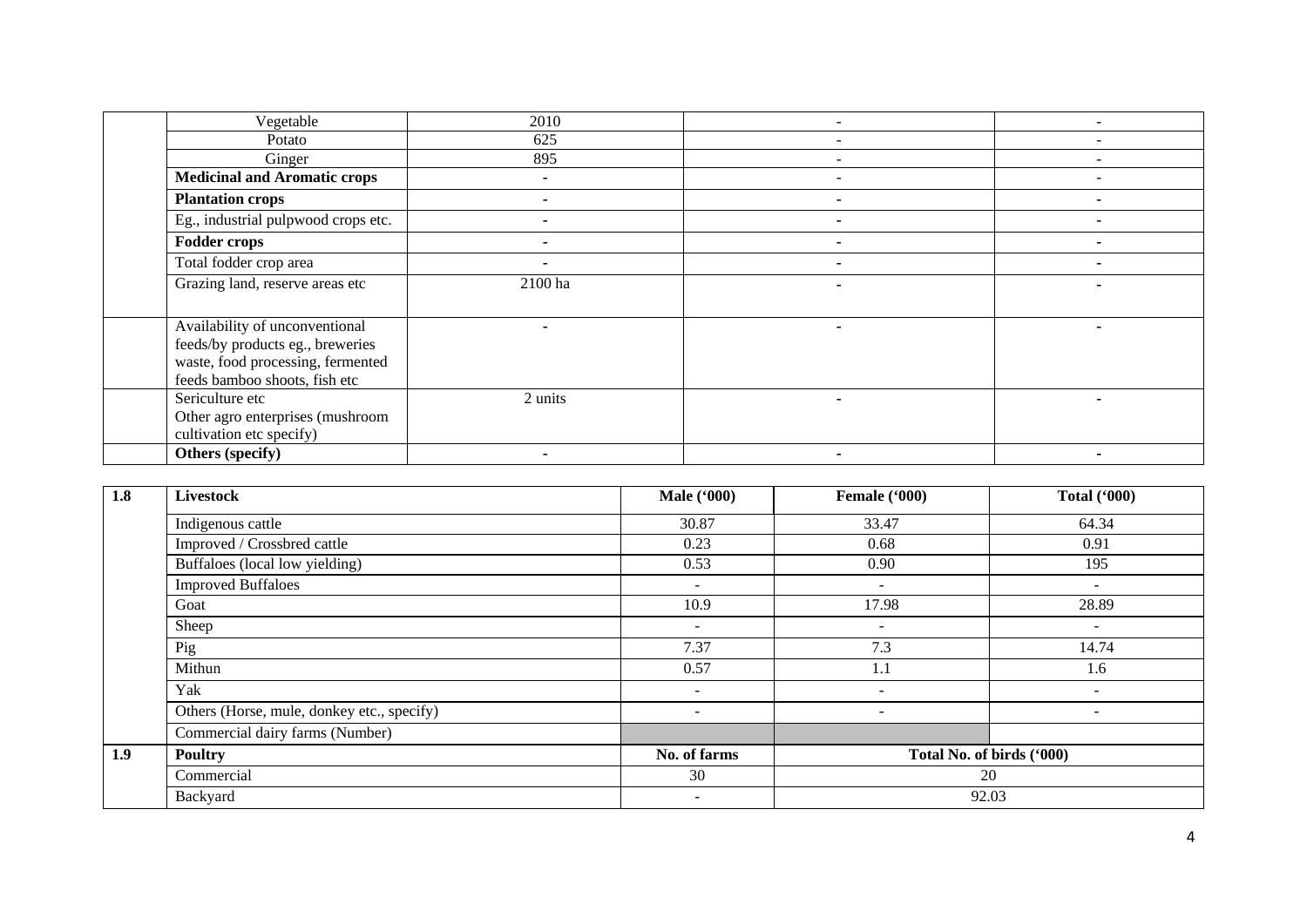| | | | | |
|---|---|---|---|---|
| | Vegetable | 2010 | - | - |
| | Potato | 625 | - | - |
| | Ginger | 895 | - | - |
| | **Medicinal and Aromatic crops** | - | - | - |
| | **Plantation crops** | - | - | - |
| | Eg., industrial pulpwood crops etc. | - | - | - |
| | **Fodder crops** | - | - | - |
| | Total fodder crop area | - | - | - |
| | Grazing land, reserve areas etc | 2100 ha | - | - |
| | Availability of unconventional feeds/by products eg., breweries waste, food processing, fermented feeds bamboo shoots, fish etc | - | - | - |
| | Sericulture etc Other agro enterprises (mushroom cultivation etc specify) | 2 units | - | - |
| | **Others (specify)** | - | - | - |

| **1.8** | **Livestock** | **Male ('000)** | **Female ('000)** | **Total ('000)** |
|---|---|---|---|---|
| | Indigenous cattle | 30.87 | 33.47 | 64.34 |
| | Improved / Crossbred cattle | 0.23 | 0.68 | 0.91 |
| | Buffaloes (local low yielding) | 0.53 | 0.90 | 195 |
| | Improved Buffaloes | - | - | - |
| | Goat | 10.9 | 17.98 | 28.89 |
| | Sheep | - | - | - |
| | Pig | 7.37 | 7.3 | 14.74 |
| | Mithun | 0.57 | 1.1 | 1.6 |
| | Yak | - | - | - |
| | Others (Horse, mule, donkey etc., specify) | - | - | - |
| | Commercial dairy farms (Number) | | | |
| **1.9** | **Poultry** | **No. of farms** | **Total No. of birds ('000)** | |
| | Commercial | 30 | 20 | |
| | Backyard | - | 92.03 | |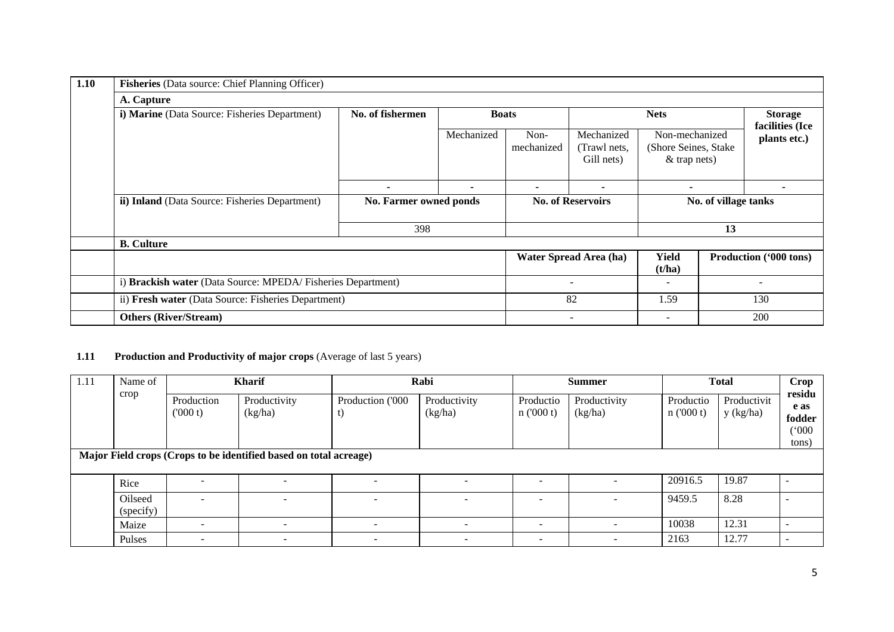| 1.10 | Fisheries (Data source: Chief Planning Officer) | | | | | | |
|---|---|---|---|---|---|---|---|
| | **A. Capture** | | | | | | |
| | **i) Marine** (Data Source: Fisheries Department) | **No. of fishermen** | **Boats** | | **Nets** | | **Storage facilities (Ice plants etc.)** |
| | | | Mechanized | Non-mechanized | Mechanized (Trawl nets, Gill nets) | Non-mechanized (Shore Seines, Stake & trap nets) | |
| | | - | - | - | - | - | - |
| | **ii) Inland** (Data Source: Fisheries Department) | **No. Farmer owned ponds** | | **No. of Reservoirs** | | **No. of village tanks** | |
| | | 398 | | | | 13 | |
| | **B. Culture** | | | | | | |
| | | | | **Water Spread Area (ha)** | | **Yield (t/ha)** | **Production ('000 tons)** |
| | i) **Brackish water** (Data Source: MPEDA/ Fisheries Department) | | | - | | - | - |
| | ii) **Fresh water** (Data Source: Fisheries Department) | | | 82 | | 1.59 | 130 |
| | **Others (River/Stream)** | | | - | | - | 200 |

**1.11 Production and Productivity of major crops** (Average of last 5 years)

| 1.11 | Name of crop | **Kharif** | | **Rabi** | | **Summer** | | **Total** | | **Crop residue as fodder ('000 tons)** |
|---|---|---|---|---|---|---|---|---|---|---|
| | | Production ('000 t) | Productivity (kg/ha) | Production ('000 t) | Productivity (kg/ha) | Production ('000 t) | Productivity (kg/ha) | Production ('000 t) | Productivity (kg/ha) | |
| **Major Field crops (Crops to be identified based on total acreage)** | | | | | | | | | | |
| | Rice | - | - | - | - | - | - | 20916.5 | 19.87 | - |
| | Oilseed (specify) | - | - | - | - | - | - | 9459.5 | 8.28 | - |
| | Maize | - | - | - | - | - | - | 10038 | 12.31 | - |
| | Pulses | - | - | - | - | - | - | 2163 | 12.77 | - |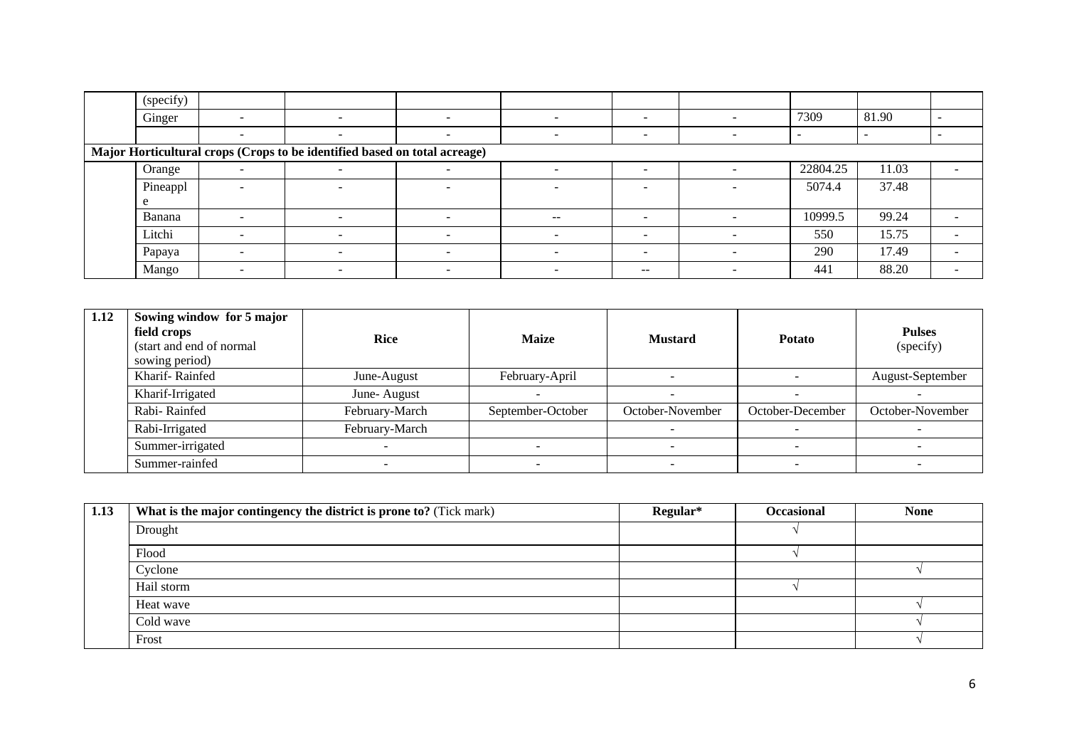|  | (specify) |  |  |  |  |  |  |  |  |  |
|---|---|---|---|---|---|---|---|---|---|---|
|  | Ginger | - | - | - | - | - | - | 7309 | 81.90 | - |
|  |  | - | - | - | - | - | - | - | - | - |
| **Major Horticultural crops (Crops to be identified based on total acreage)** |  |  |  |  |  |  |  |  |  |  |
|  | Orange | - | - | - | - | - | - | 22804.25 | 11.03 | - |
|  | Pineapple | - | - | - | - | - | - | 5074.4 | 37.48 |  |
|  | Banana | - | - | - | -- | - | - | 10999.5 | 99.24 | - |
|  | Litchi | - | - | - | - | - | - | 550 | 15.75 | - |
|  | Papaya | - | - | - | - | - | - | 290 | 17.49 | - |
|  | Mango | - | - | - | - | -- | - | 441 | 88.20 | - |

| 1.12 | **Sowing window for 5 major field crops** (start and end of normal sowing period) | **Rice** | **Maize** | **Mustard** | **Potato** | **Pulses** (specify) |
|---|---|---|---|---|---|---|
|  | Kharif- Rainfed | June-August | February-April | - | - | August-September |
|  | Kharif-Irrigated | June- August | - | - | - | - |
|  | Rabi- Rainfed | February-March | September-October | October-November | October-December | October-November |
|  | Rabi-Irrigated | February-March |  | - | - | - |
|  | Summer-irrigated | - | - | - | - | - |
|  | Summer-rainfed | - | - | - | - | - |

| 1.13 | **What is the major contingency the district is prone to?** (Tick mark) | **Regular*** | **Occasional** | **None** |
|---|---|---|---|---|
|  | Drought |  | √ |  |
|  | Flood |  | √ |  |
|  | Cyclone |  |  | √ |
|  | Hail storm |  | √ |  |
|  | Heat wave |  |  | √ |
|  | Cold wave |  |  | √ |
|  | Frost |  |  | √ |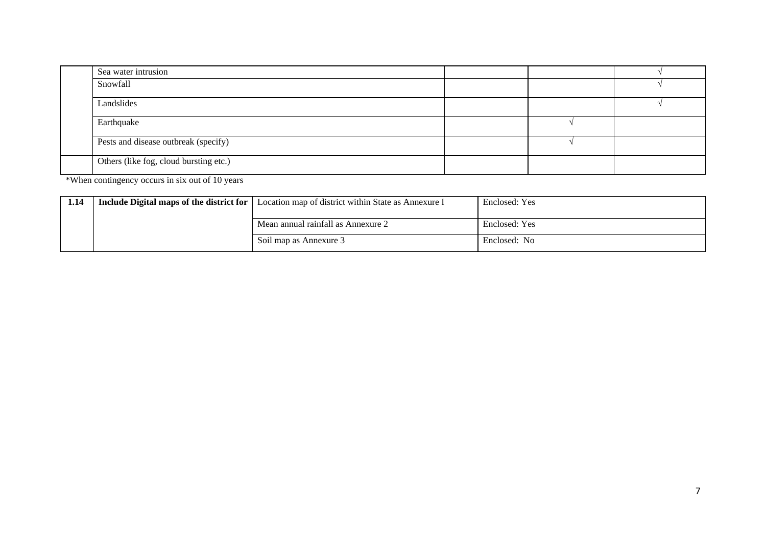| | | | | |
|---|---|---|---|---|
| | Sea water intrusion | | | √ |
| | Snowfall | | | √ |
| | Landslides | | | √ |
| | Earthquake | | √ | |
| | Pests and disease outbreak (specify) | | √ | |
| | Others (like fog, cloud bursting etc.) | | | |

*When contingency occurs in six out of 10 years

| | | | |
|---|---|---|---|
| **1.14** | **Include Digital maps of the district for** | Location map of district within State as Annexure I | Enclosed: Yes |
| | | Mean annual rainfall as Annexure 2 | Enclosed: Yes |
| | | Soil map as Annexure 3 | Enclosed: No |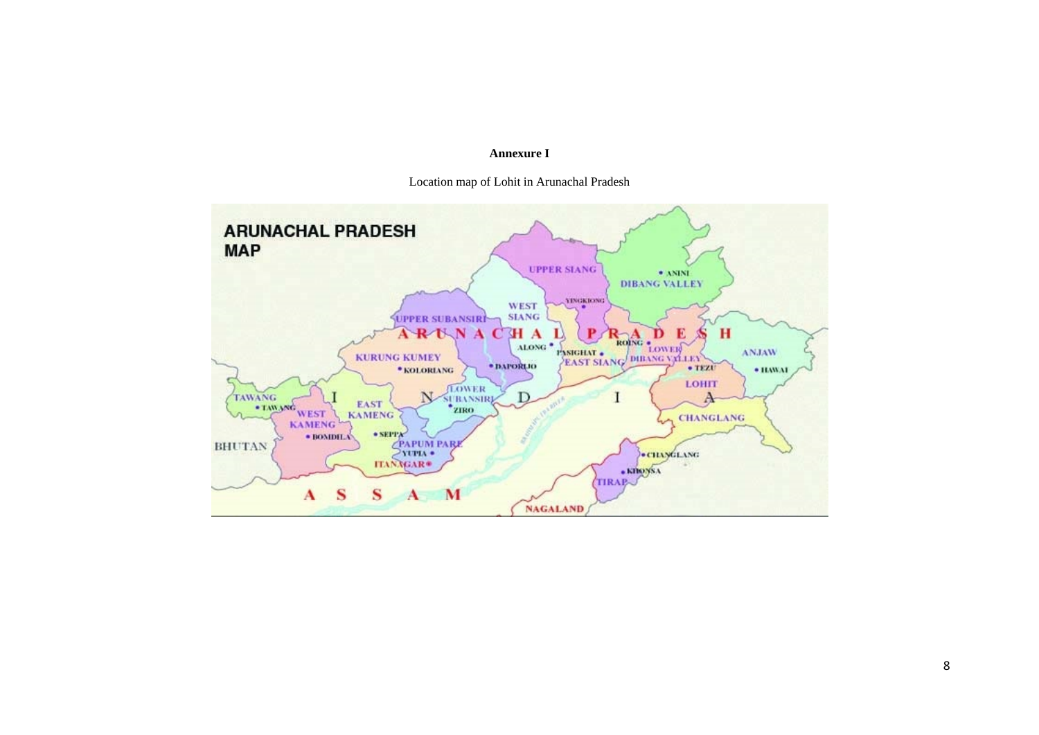**Annexure I**

Location map of Lohit in Arunachal Pradesh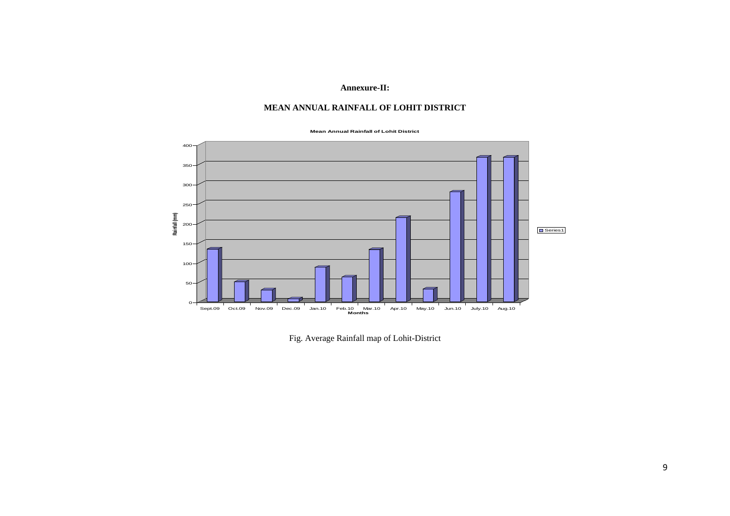**Annexure-II:**

## MEAN ANNUAL RAINFALL OF LOHIT DISTRICT

Fig. Average Rainfall map of Lohit-District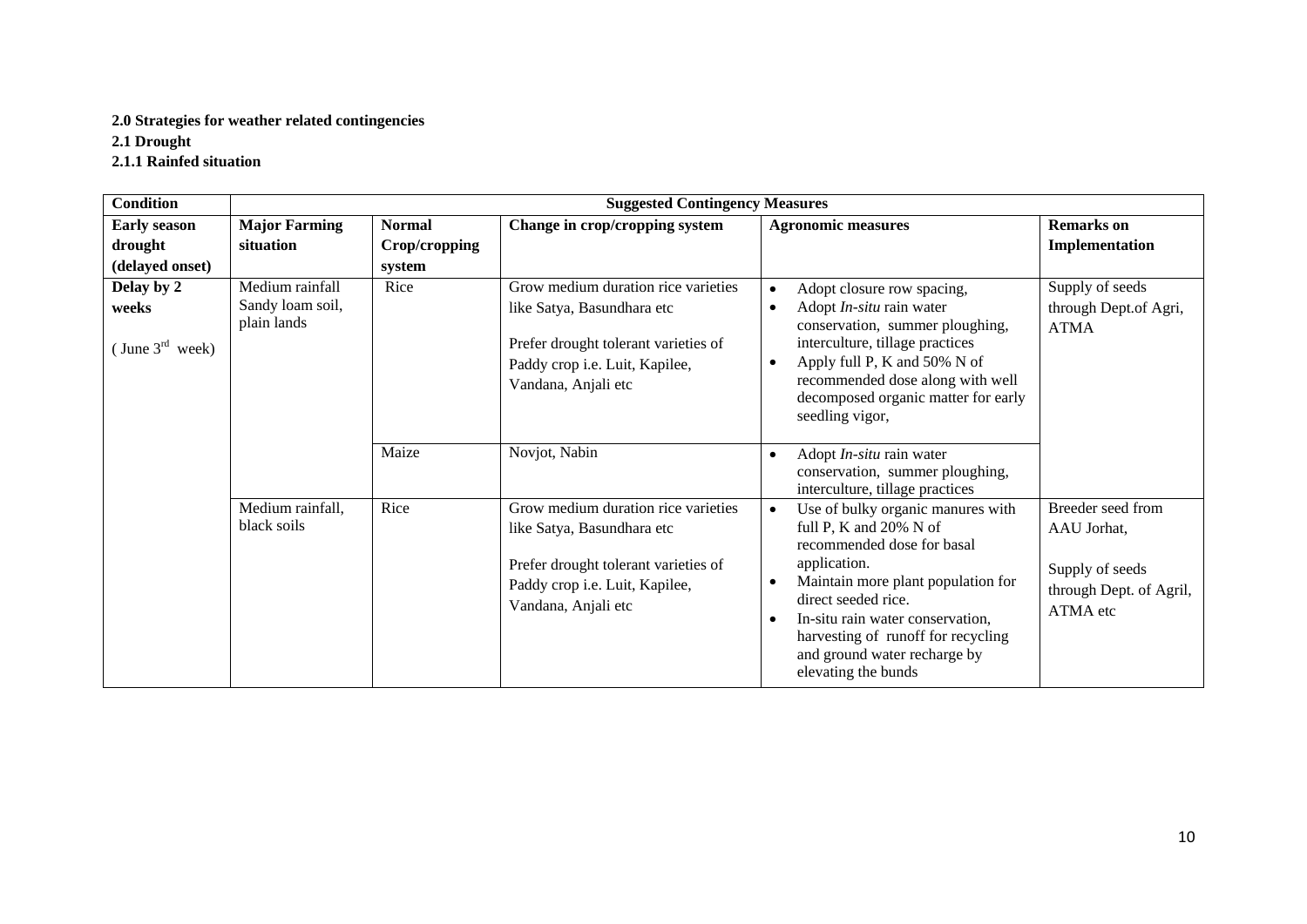**2.0 Strategies for weather related contingencies**

**2.1 Drought**

**2.1.1 Rainfed situation**

| Condition | Suggested Contingency Measures | | | | |
|---|---|---|---|---|---|
| **Early season drought (delayed onset)** | **Major Farming situation** | **Normal Crop/cropping system** | **Change in crop/cropping system** | **Agronomic measures** | **Remarks on Implementation** |
| **Delay by 2 weeks** ( June 3rd week) | Medium rainfall Sandy loam soil, plain lands | Rice | Grow medium duration rice varieties like Satya, Basundhara etc<br><br>Prefer drought tolerant varieties of Paddy crop i.e. Luit, Kapilee, Vandana, Anjali etc | • Adopt closure row spacing,<br>• Adopt *In-situ* rain water conservation, summer ploughing, interculture, tillage practices<br>• Apply full P, K and 50% N of recommended dose along with well decomposed organic matter for early seedling vigor, | Supply of seeds through Dept.of Agri, ATMA |
| | | Maize | Novjot, Nabin | • Adopt *In-situ* rain water conservation, summer ploughing, interculture, tillage practices | |
| | Medium rainfall, black soils | Rice | Grow medium duration rice varieties like Satya, Basundhara etc<br><br>Prefer drought tolerant varieties of Paddy crop i.e. Luit, Kapilee, Vandana, Anjali etc | • Use of bulky organic manures with full P, K and 20% N of recommended dose for basal application.<br>• Maintain more plant population for direct seeded rice.<br>• In-situ rain water conservation, harvesting of runoff for recycling and ground water recharge by elevating the bunds | Breeder seed from AAU Jorhat,<br><br>Supply of seeds through Dept. of Agril, ATMA etc |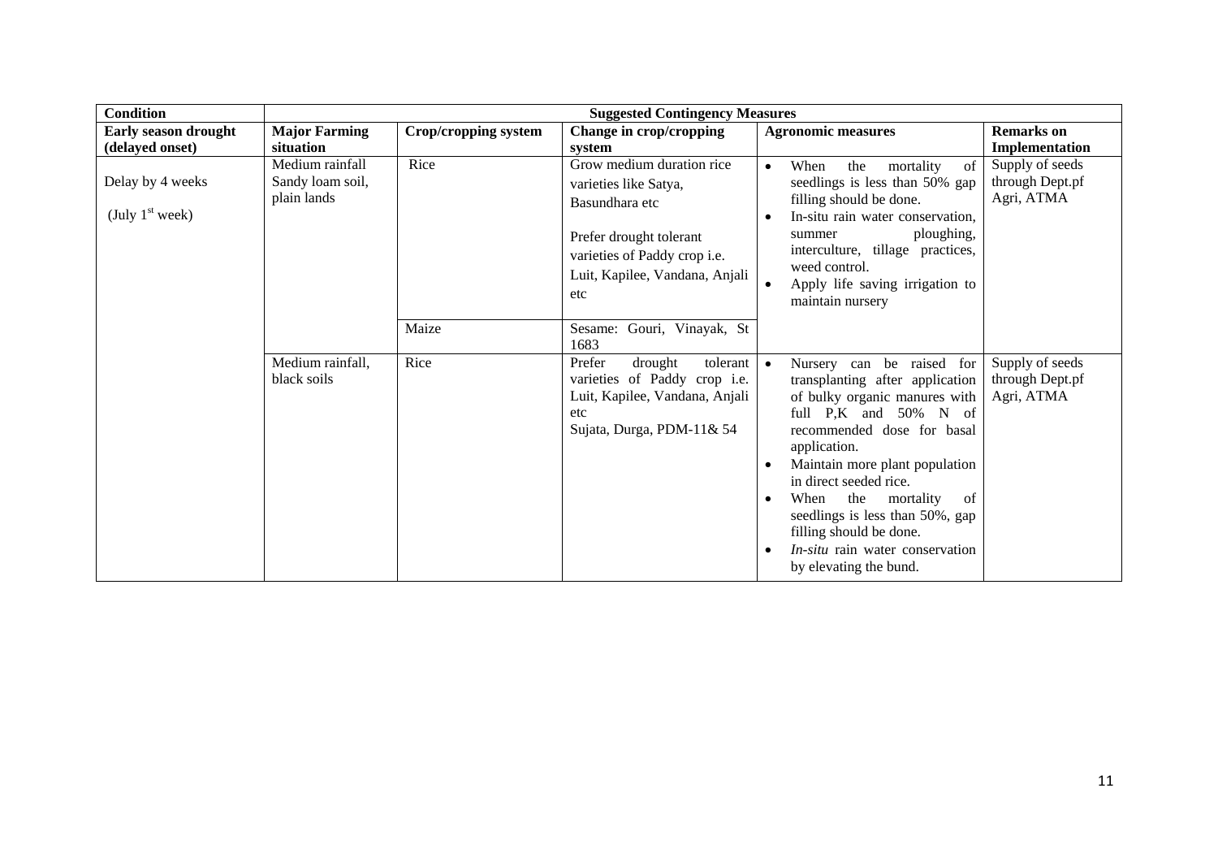| Condition | Suggested Contingency Measures | | | | |
|---|---|---|---|---|---|
| **Early season drought (delayed onset)** | **Major Farming situation** | **Crop/cropping system** | **Change in crop/cropping system** | **Agronomic measures** | **Remarks on Implementation** |
| Delay by 4 weeks (July 1st week) | Medium rainfall Sandy loam soil, plain lands | Rice | Grow medium duration rice varieties like Satya, Basundhara etc<br><br>Prefer drought tolerant varieties of Paddy crop i.e. Luit, Kapilee, Vandana, Anjali etc | • When the mortality of seedlings is less than 50% gap filling should be done.<br>• In-situ rain water conservation, summer ploughing, interculture, tillage practices, weed control.<br>• Apply life saving irrigation to maintain nursery | Supply of seeds through Dept.pf Agri, ATMA |
| | | Maize | Sesame: Gouri, Vinayak, St 1683 | | |
| | Medium rainfall, black soils | Rice | Prefer drought tolerant varieties of Paddy crop i.e. Luit, Kapilee, Vandana, Anjali etc<br>Sujata, Durga, PDM-11& 54 | • Nursery can be raised for transplanting after application of bulky organic manures with full P,K and 50% N of recommended dose for basal application.<br>• Maintain more plant population in direct seeded rice.<br>• When the mortality of seedlings is less than 50%, gap filling should be done.<br>• *In-situ* rain water conservation by elevating the bund. | Supply of seeds through Dept.pf Agri, ATMA |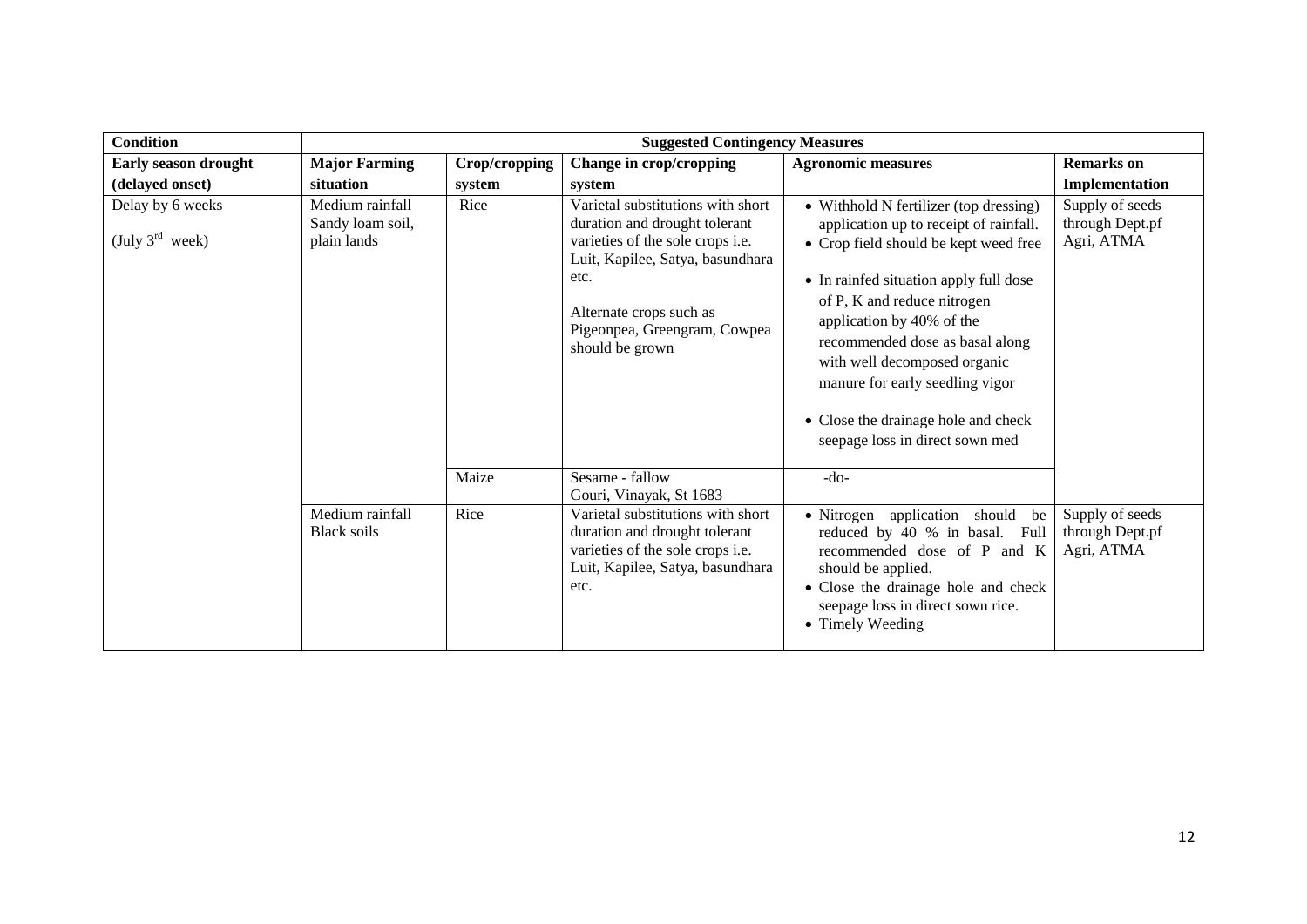| Condition | Suggested Contingency Measures | | | | |
|---|---|---|---|---|---|
| **Early season drought (delayed onset)** | **Major Farming situation** | **Crop/cropping system** | **Change in crop/cropping system** | **Agronomic measures** | **Remarks on Implementation** |
| Delay by 6 weeks (July 3rd week) | Medium rainfall Sandy loam soil, plain lands | Rice | Varietal substitutions with short duration and drought tolerant varieties of the sole crops i.e. Luit, Kapilee, Satya, basundhara etc.<br><br>Alternate crops such as Pigeonpea, Greengram, Cowpea should be grown | • Withhold N fertilizer (top dressing) application up to receipt of rainfall.<br>• Crop field should be kept weed free<br>• In rainfed situation apply full dose of P, K and reduce nitrogen application by 40% of the recommended dose as basal along with well decomposed organic manure for early seedling vigor<br>• Close the drainage hole and check seepage loss in direct sown med | Supply of seeds through Dept.pf Agri, ATMA |
| | | Maize | Sesame - fallow<br>Gouri, Vinayak, St 1683 | -do- | |
| | Medium rainfall Black soils | Rice | Varietal substitutions with short duration and drought tolerant varieties of the sole crops i.e. Luit, Kapilee, Satya, basundhara etc. | • Nitrogen application should be reduced by 40 % in basal. Full recommended dose of P and K should be applied.<br>• Close the drainage hole and check seepage loss in direct sown rice.<br>• Timely Weeding | Supply of seeds through Dept.pf Agri, ATMA |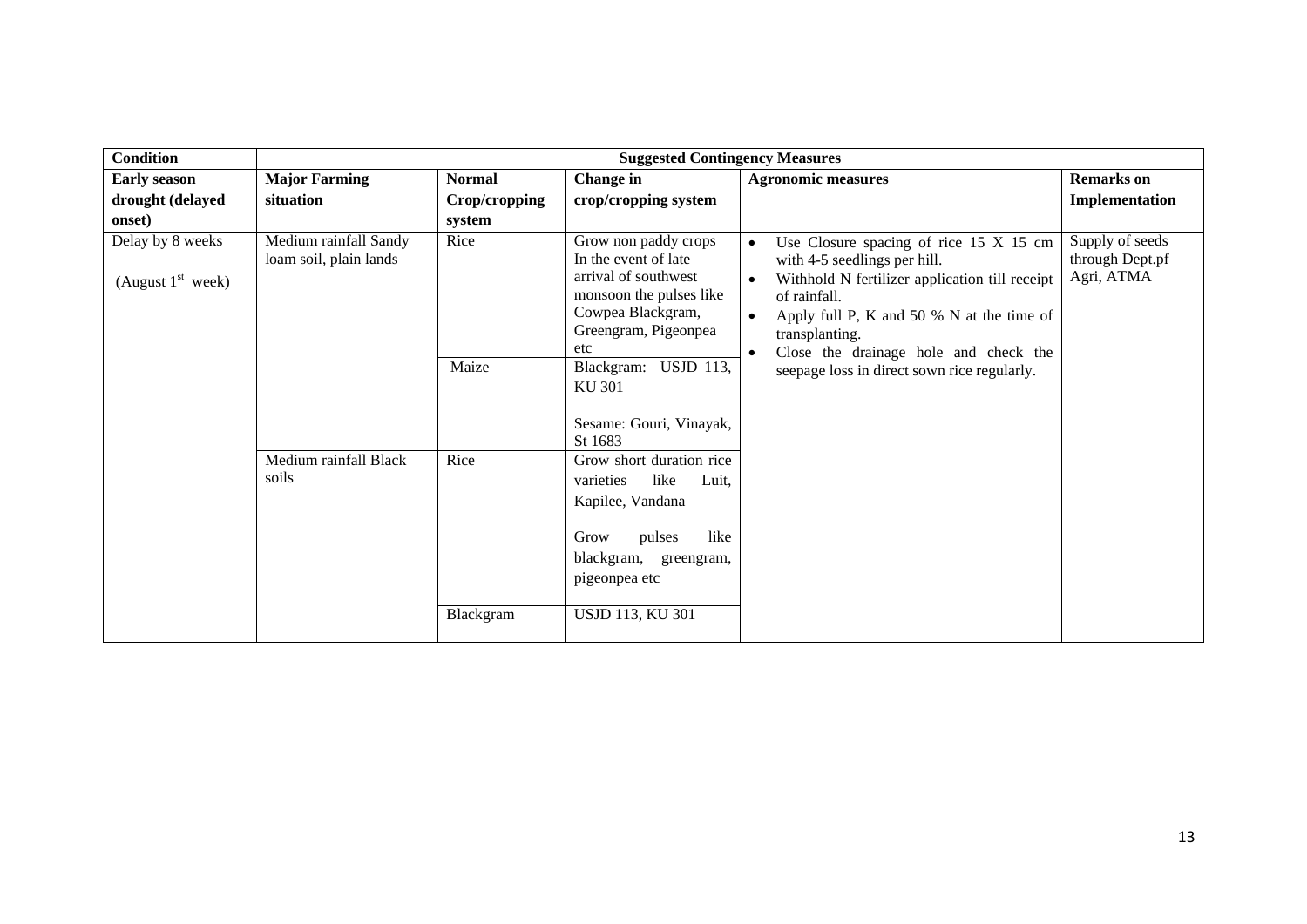| Condition | Suggested Contingency Measures | | | | |
|---|---|---|---|---|---|
| **Early season drought (delayed onset)** | **Major Farming situation** | **Normal Crop/cropping system** | **Change in crop/cropping system** | **Agronomic measures** | **Remarks on Implementation** |
| Delay by 8 weeks<br><br>(August 1st week) | Medium rainfall Sandy loam soil, plain lands | Rice | Grow non paddy crops In the event of late arrival of southwest monsoon the pulses like Cowpea Blackgram, Greengram, Pigeonpea etc | • Use Closure spacing of rice 15 X 15 cm with 4-5 seedlings per hill.<br>• Withhold N fertilizer application till receipt of rainfall.<br>• Apply full P, K and 50 % N at the time of transplanting.<br>• Close the drainage hole and check the seepage loss in direct sown rice regularly. | Supply of seeds through Dept.pf Agri, ATMA |
| | | Maize | Blackgram: USJD 113, KU 301<br><br>Sesame: Gouri, Vinayak, St 1683 | | |
| | Medium rainfall Black soils | Rice | Grow short duration rice varieties like Luit, Kapilee, Vandana<br><br>Grow pulses like blackgram, greengram, pigeonpea etc | | |
| | | Blackgram | USJD 113, KU 301 | | |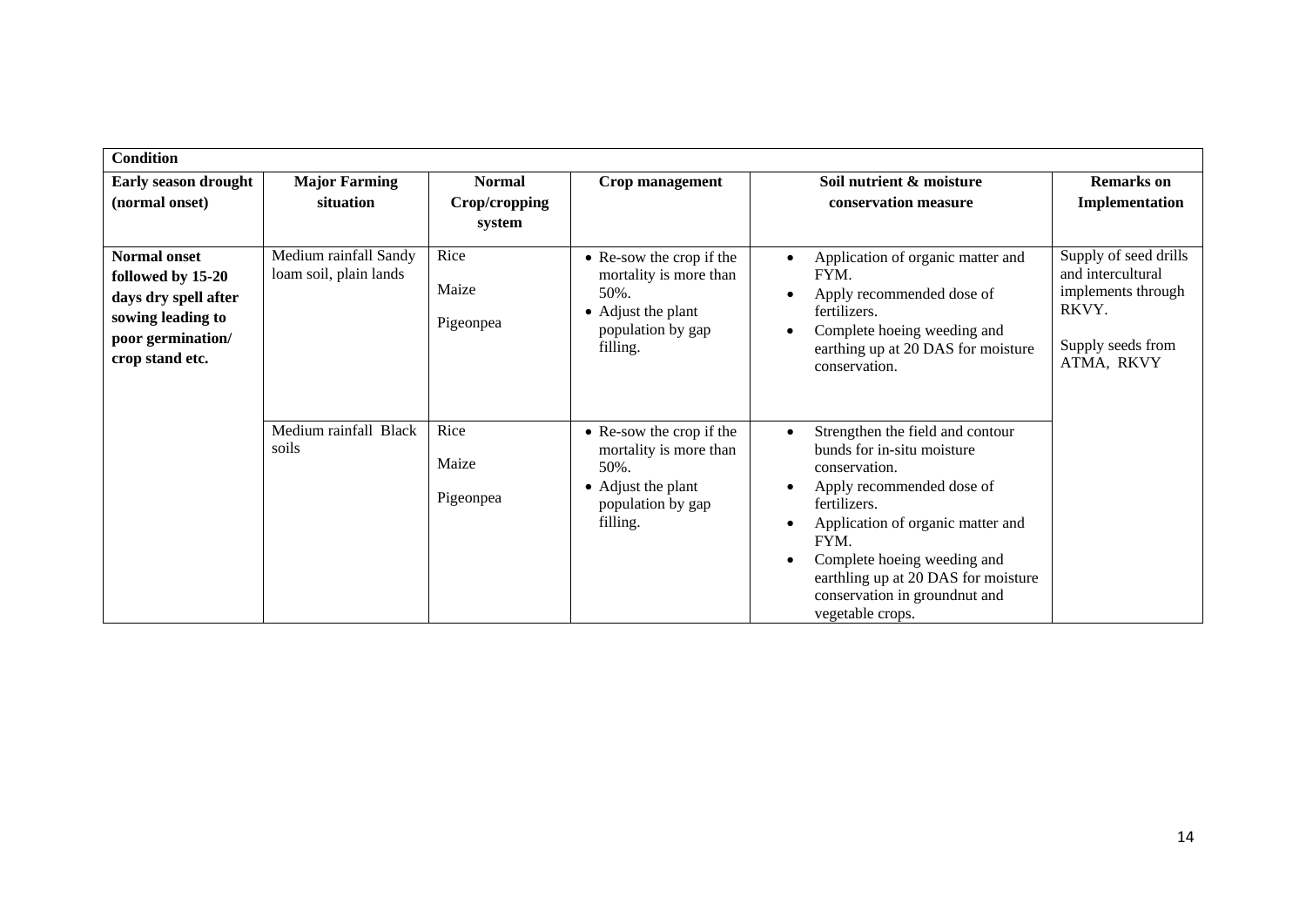| Condition | | | | | |
|---|---|---|---|---|---|
| **Early season drought (normal onset)** | **Major Farming situation** | **Normal Crop/cropping system** | **Crop management** | **Soil nutrient & moisture conservation measure** | **Remarks on Implementation** |
| **Normal onset followed by 15-20 days dry spell after sowing leading to poor germination/ crop stand etc.** | Medium rainfall Sandy loam soil, plain lands | Rice<br>Maize<br>Pigeonpea | • Re-sow the crop if the mortality is more than 50%.<br>• Adjust the plant population by gap filling. | • Application of organic matter and FYM.<br>• Apply recommended dose of fertilizers.<br>• Complete hoeing weeding and earthing up at 20 DAS for moisture conservation. | Supply of seed drills and intercultural implements through RKVY.<br><br>Supply seeds from ATMA, RKVY |
| | Medium rainfall Black soils | Rice<br>Maize<br>Pigeonpea | • Re-sow the crop if the mortality is more than 50%.<br>• Adjust the plant population by gap filling. | • Strengthen the field and contour bunds for in-situ moisture conservation.<br>• Apply recommended dose of fertilizers.<br>• Application of organic matter and FYM.<br>• Complete hoeing weeding and earthling up at 20 DAS for moisture conservation in groundnut and vegetable crops. | |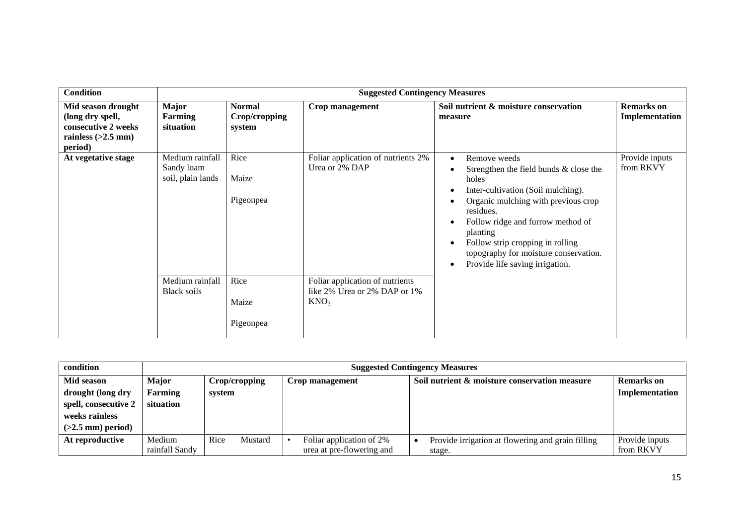| Condition | Suggested Contingency Measures | | | | |
|---|---|---|---|---|---|
| **Mid season drought (long dry spell, consecutive 2 weeks rainless (>2.5 mm) period)** | **Major Farming situation** | **Normal Crop/cropping system** | **Crop management** | **Soil nutrient & moisture conservation measure** | **Remarks on Implementation** |
| **At vegetative stage** | Medium rainfall Sandy loam soil, plain lands | Rice<br>Maize<br>Pigeonpea | Foliar application of nutrients 2% Urea or 2% DAP | • Remove weeds<br>• Strengthen the field bunds & close the holes<br>• Inter-cultivation (Soil mulching).<br>• Organic mulching with previous crop residues.<br>• Follow ridge and furrow method of planting<br>• Follow strip cropping in rolling topography for moisture conservation.<br>• Provide life saving irrigation. | Provide inputs from RKVY |
| | Medium rainfall Black soils | Rice<br>Maize<br>Pigeonpea | Foliar application of nutrients like 2% Urea or 2% DAP or 1% $KNO_3$ | | |

| condition | Suggested Contingency Measures | | | | |
|---|---|---|---|---|---|
| **Mid season drought (long dry spell, consecutive 2 weeks rainless (>2.5 mm) period)** | **Major Farming situation** | **Crop/cropping system** | **Crop management** | **Soil nutrient & moisture conservation measure** | **Remarks on Implementation** |
| **At reproductive** | Medium rainfall Sandy | Rice Mustard | • Foliar application of 2% urea at pre-flowering and | • Provide irrigation at flowering and grain filling stage. | Provide inputs from RKVY |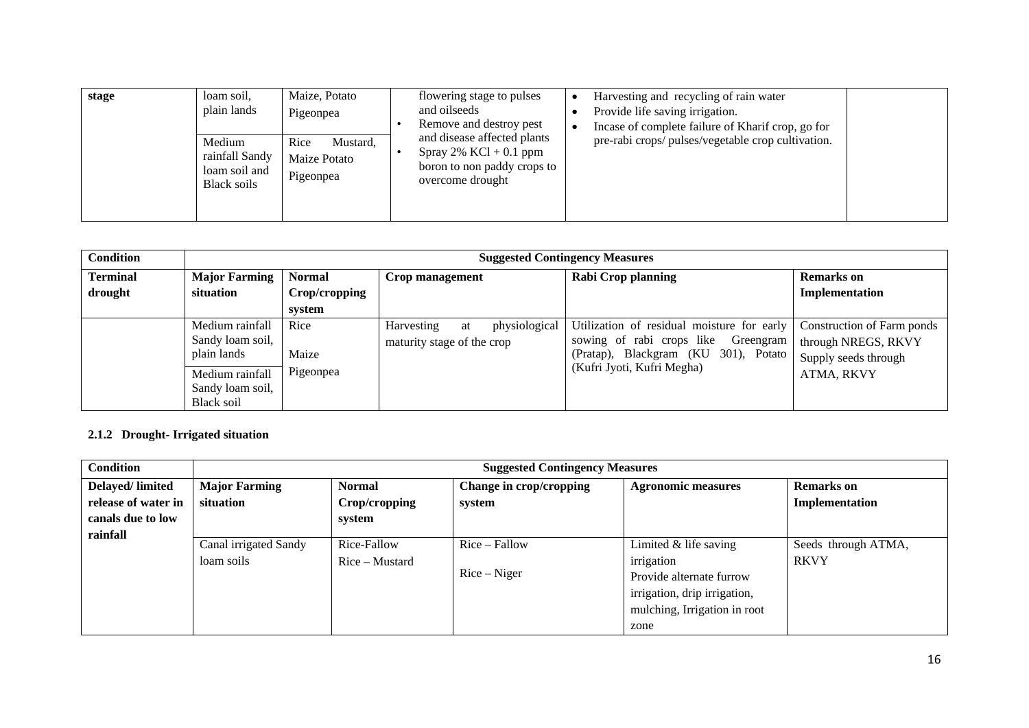| stage | loam soil, plain lands | Maize, Potato Pigeonpea | flowering stage to pulses and oilseeds<br>• Remove and destroy pest and disease affected plants<br>• Spray 2% KCl + 0.1 ppm boron to non paddy crops to overcome drought | • Harvesting and recycling of rain water<br>• Provide life saving irrigation.<br>• Incase of complete failure of Kharif crop, go for pre-rabi crops/ pulses/vegetable crop cultivation. | |
|---|---|---|---|---|---|
| | Medium rainfall Sandy loam soil and Black soils | Rice Mustard, Maize Potato Pigeonpea | | | |

| Condition | Suggested Contingency Measures | | | | |
|---|---|---|---|---|---|
| Terminal drought | Major Farming situation | Normal Crop/cropping system | Crop management | Rabi Crop planning | Remarks on Implementation |
| | Medium rainfall Sandy loam soil, plain lands | Rice<br>Maize<br>Pigeonpea | Harvesting at physiological maturity stage of the crop | Utilization of residual moisture for early sowing of rabi crops like Greengram (Pratap), Blackgram (KU 301), Potato (Kufri Jyoti, Kufri Megha) | Construction of Farm ponds through NREGS, RKVY<br>Supply seeds through ATMA, RKVY |
| | Medium rainfall Sandy loam soil, Black soil | | | | |

### 2.1.2 Drought- Irrigated situation

| Condition | Suggested Contingency Measures | | | | |
|---|---|---|---|---|---|
| Delayed/ limited release of water in canals due to low rainfall | Major Farming situation | Normal Crop/cropping system | Change in crop/cropping system | Agronomic measures | Remarks on Implementation |
| | Canal irrigated Sandy loam soils | Rice-Fallow<br>Rice – Mustard | Rice – Fallow<br>Rice – Niger | Limited & life saving irrigation<br>Provide alternate furrow irrigation, drip irrigation, mulching, Irrigation in root zone | Seeds through ATMA, RKVY |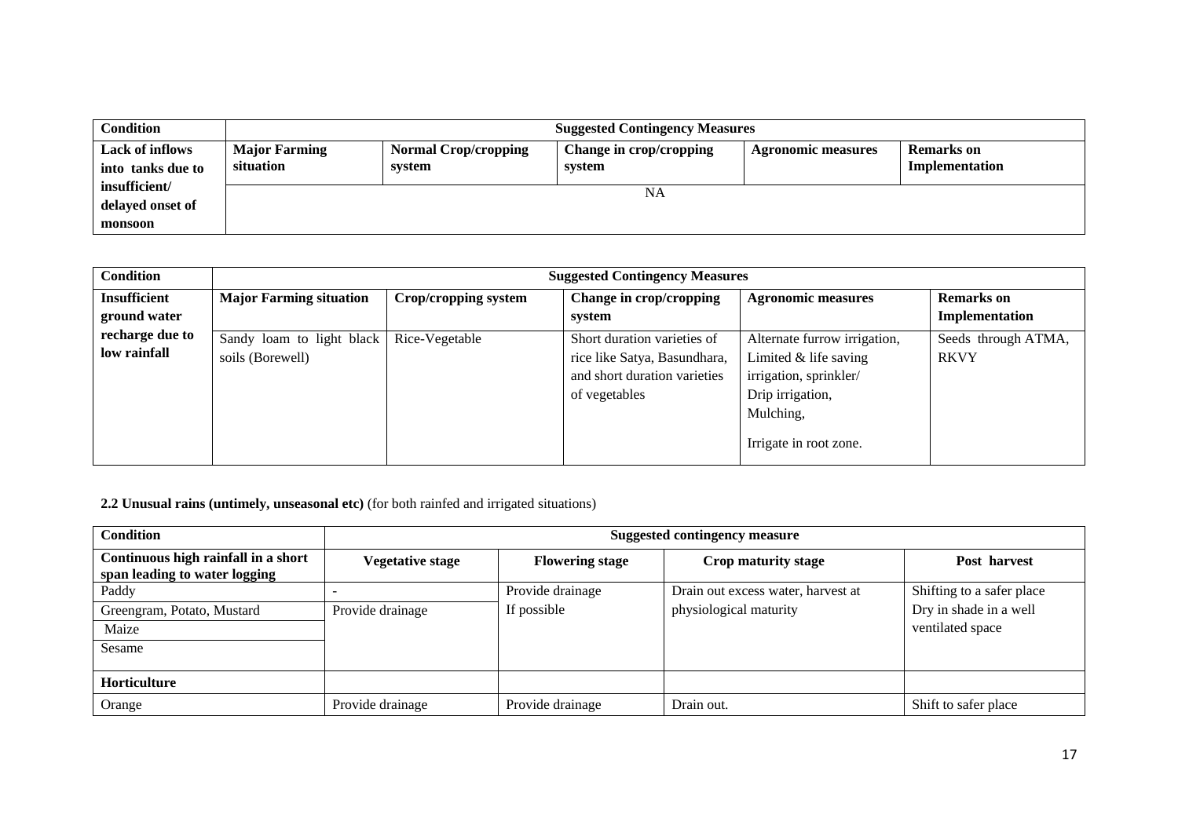| Condition | Suggested Contingency Measures | | | | |
|---|---|---|---|---|---|
| Lack of inflows into tanks due to insufficient/ delayed onset of monsoon | Major Farming situation | Normal Crop/cropping system | Change in crop/cropping system | Agronomic measures | Remarks on Implementation |
| | NA | | | | |

| Condition | Suggested Contingency Measures | | | | |
|---|---|---|---|---|---|
| Insufficient ground water recharge due to low rainfall | Major Farming situation | Crop/cropping system | Change in crop/cropping system | Agronomic measures | Remarks on Implementation |
| | Sandy loam to light black soils (Borewell) | Rice-Vegetable | Short duration varieties of rice like Satya, Basundhara, and short duration varieties of vegetables | Alternate furrow irrigation, Limited & life saving irrigation, sprinkler/ Drip irrigation, Mulching, Irrigate in root zone. | Seeds through ATMA, RKVY |

**2.2 Unusual rains (untimely, unseasonal etc)** (for both rainfed and irrigated situations)

| Condition | Suggested contingency measure | | | |
|---|---|---|---|---|
| Continuous high rainfall in a short span leading to water logging | Vegetative stage | Flowering stage | Crop maturity stage | Post harvest |
| Paddy | - | Provide drainage If possible | Drain out excess water, harvest at physiological maturity | Shifting to a safer place Dry in shade in a well ventilated space |
| Greengram, Potato, Mustard | Provide drainage | | | |
| Maize | | | | |
| Sesame | | | | |
| **Horticulture** | | | | |
| Orange | Provide drainage | Provide drainage | Drain out. | Shift to safer place |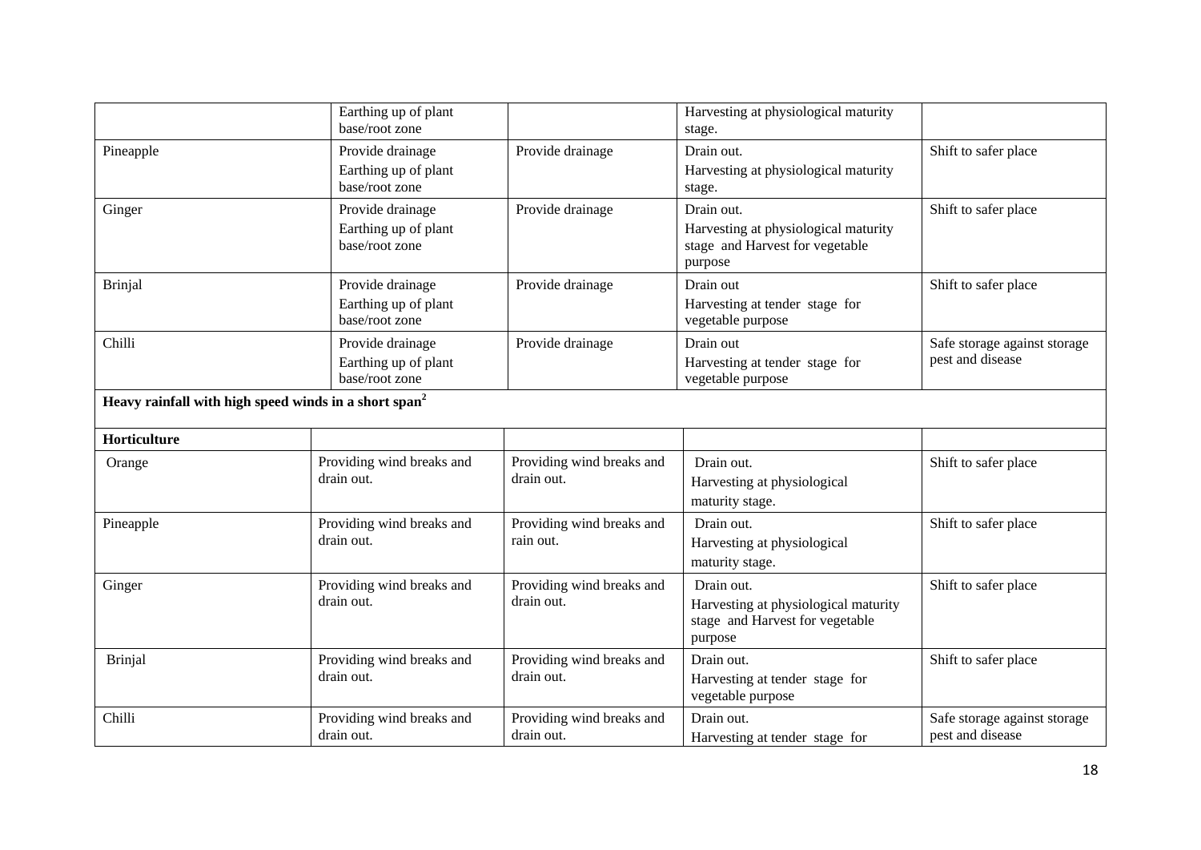| | | | | |
|---|---|---|---|---|
| | Earthing up of plant base/root zone | | Harvesting at physiological maturity stage. | |
| Pineapple | Provide drainage<br>Earthing up of plant base/root zone | Provide drainage | Drain out.<br>Harvesting at physiological maturity stage. | Shift to safer place |
| Ginger | Provide drainage<br>Earthing up of plant base/root zone | Provide drainage | Drain out.<br>Harvesting at physiological maturity stage and Harvest for vegetable purpose | Shift to safer place |
| Brinjal | Provide drainage<br>Earthing up of plant base/root zone | Provide drainage | Drain out<br>Harvesting at tender stage for vegetable purpose | Shift to safer place |
| Chilli | Provide drainage<br>Earthing up of plant base/root zone | Provide drainage | Drain out<br>Harvesting at tender stage for vegetable purpose | Safe storage against storage pest and disease |
| **Heavy rainfall with high speed winds in a short span[2]** | | | | |
| **Horticulture** | | | | |
| Orange | Providing wind breaks and drain out. | Providing wind breaks and drain out. | Drain out.<br>Harvesting at physiological maturity stage. | Shift to safer place |
| Pineapple | Providing wind breaks and drain out. | Providing wind breaks and rain out. | Drain out.<br>Harvesting at physiological maturity stage. | Shift to safer place |
| Ginger | Providing wind breaks and drain out. | Providing wind breaks and drain out. | Drain out.<br>Harvesting at physiological maturity stage and Harvest for vegetable purpose | Shift to safer place |
| Brinjal | Providing wind breaks and drain out. | Providing wind breaks and drain out. | Drain out.<br>Harvesting at tender stage for vegetable purpose | Shift to safer place |
| Chilli | Providing wind breaks and drain out. | Providing wind breaks and drain out. | Drain out.<br>Harvesting at tender stage for | Safe storage against storage pest and disease |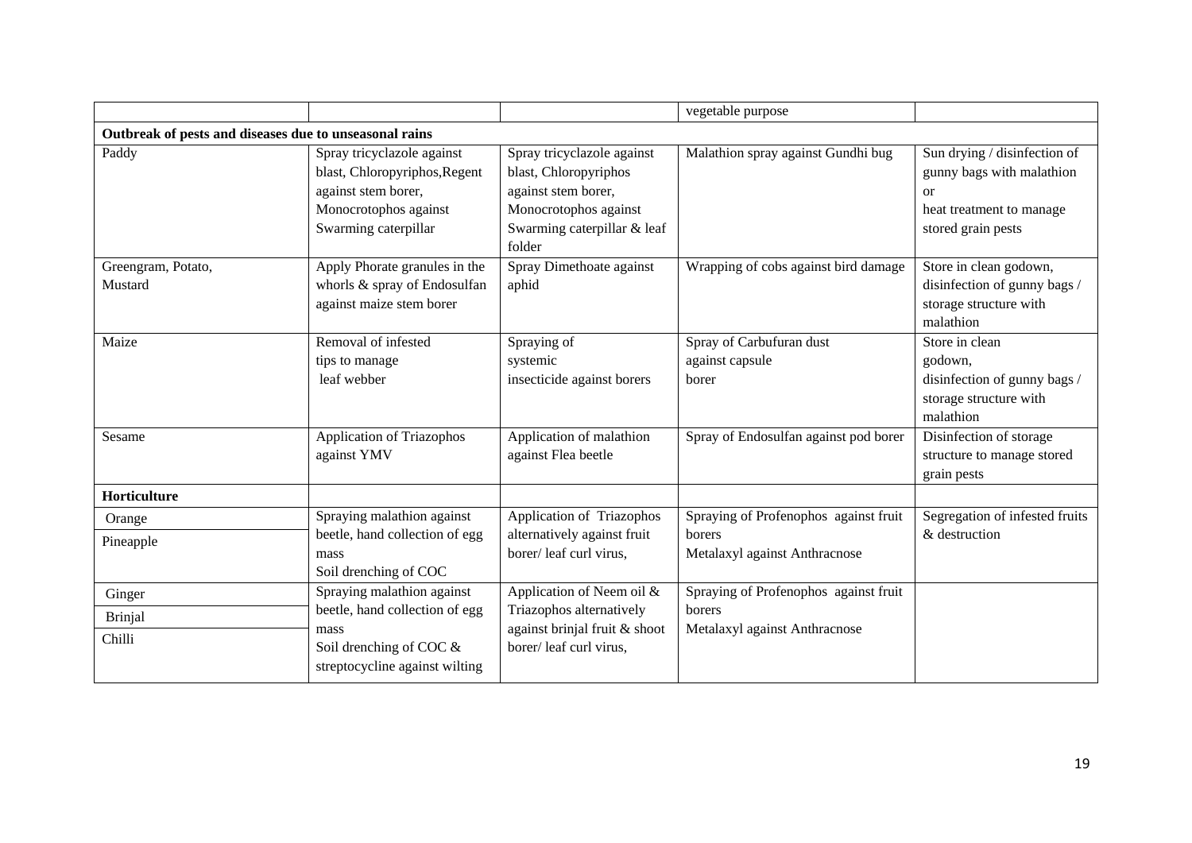| | | | vegetable purpose | |
|---|---|---|---|---|
| **Outbreak of pests and diseases due to unseasonal rains** | | | | |
| Paddy | Spray tricyclazole against blast, Chloropyriphos,Regent against stem borer, Monocrotophos against Swarming caterpillar | Spray tricyclazole against blast, Chloropyriphos against stem borer, Monocrotophos against Swarming caterpillar & leaf folder | Malathion spray against Gundhi bug | Sun drying / disinfection of gunny bags with malathion or heat treatment to manage stored grain pests |
| Greengram, Potato, Mustard | Apply Phorate granules in the whorls & spray of Endosulfan against maize stem borer | Spray Dimethoate against aphid | Wrapping of cobs against bird damage | Store in clean godown, disinfection of gunny bags / storage structure with malathion |
| Maize | Removal of infested tips to manage leaf webber | Spraying of systemic insecticide against borers | Spray of Carbufuran dust against capsule borer | Store in clean godown, disinfection of gunny bags / storage structure with malathion |
| Sesame | Application of Triazophos against YMV | Application of malathion against Flea beetle | Spray of Endosulfan against pod borer | Disinfection of storage structure to manage stored grain pests |
| **Horticulture** | | | | |
| Orange<br>Pineapple | Spraying malathion against beetle, hand collection of egg mass<br>Soil drenching of COC | Application of Triazophos alternatively against fruit borer/ leaf curl virus, | Spraying of Profenophos against fruit borers<br>Metalaxyl against Anthracnose | Segregation of infested fruits & destruction |
| Ginger<br>Brinjal<br>Chilli | Spraying malathion against beetle, hand collection of egg mass<br>Soil drenching of COC & streptocycline against wilting | Application of Neem oil & Triazophos alternatively against brinjal fruit & shoot borer/ leaf curl virus, | Spraying of Profenophos against fruit borers<br>Metalaxyl against Anthracnose | |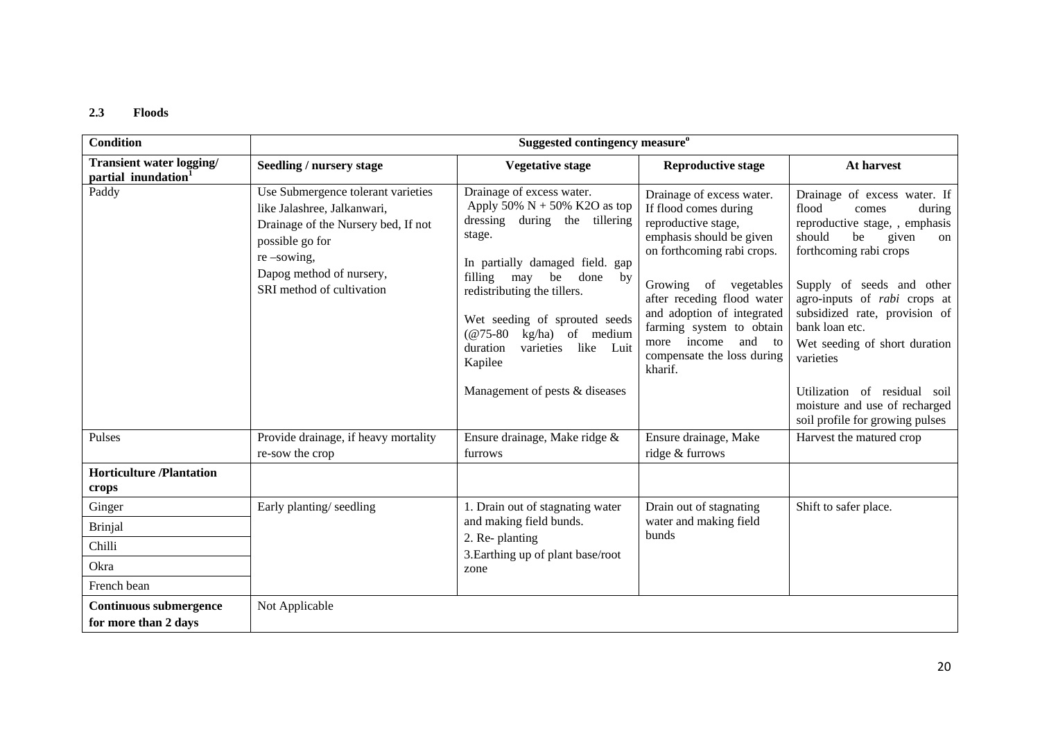### 2.3 Floods

| Condition | Suggested contingency measure[o] | | | |
|---|---|---|---|---|
| **Transient water logging/ partial inundation[1]** | **Seedling / nursery stage** | **Vegetative stage** | **Reproductive stage** | **At harvest** |
| Paddy | Use Submergence tolerant varieties like Jalashree, Jalkanwari, Drainage of the Nursery bed, If not possible go for re –sowing, Dapog method of nursery, SRI method of cultivation | Drainage of excess water. Apply 50% N + 50% K2O as top dressing during the tillering stage. In partially damaged field. gap filling may be done by redistributing the tillers. Wet seeding of sprouted seeds (@75-80 kg/ha) of medium duration varieties like Luit Kapilee Management of pests & diseases | Drainage of excess water. If flood comes during reproductive stage, emphasis should be given on forthcoming rabi crops. Growing of vegetables after receding flood water and adoption of integrated farming system to obtain more income and to compensate the loss during kharif. | Drainage of excess water. If flood comes during reproductive stage, , emphasis should be given on forthcoming rabi crops Supply of seeds and other agro-inputs of *rabi* crops at subsidized rate, provision of bank loan etc. Wet seeding of short duration varieties Utilization of residual soil moisture and use of recharged soil profile for growing pulses |
| Pulses | Provide drainage, if heavy mortality re-sow the crop | Ensure drainage, Make ridge & furrows | Ensure drainage, Make ridge & furrows | Harvest the matured crop |
| **Horticulture /Plantation crops** | | | | |
| Ginger | Early planting/ seedling | 1. Drain out of stagnating water and making field bunds. 2. Re- planting 3.Earthing up of plant base/root zone | Drain out of stagnating water and making field bunds | Shift to safer place. |
| Brinjal | | | | |
| Chilli | | | | |
| Okra | | | | |
| French bean | | | | |
| **Continuous submergence for more than 2 days** | Not Applicable | | | |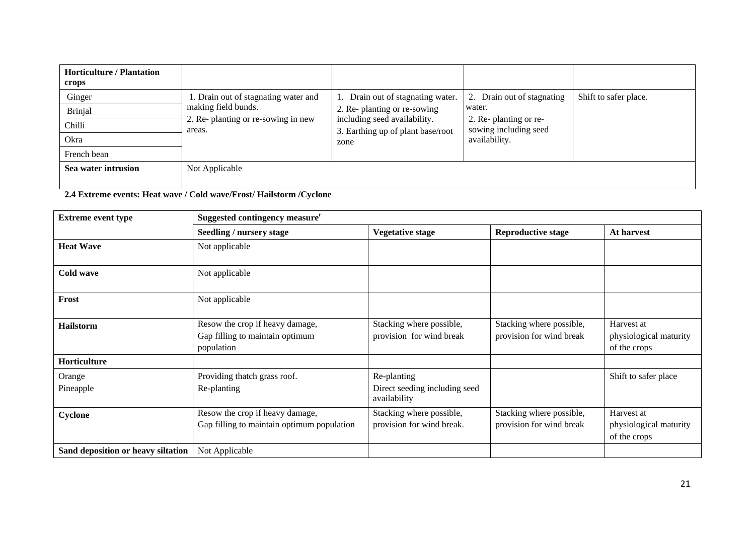| Horticulture / Plantation crops | | | | |
|---|---|---|---|---|
| Ginger | 1. Drain out of stagnating water and making field bunds.<br>2. Re- planting or re-sowing in new areas. | 1. Drain out of stagnating water.<br>2. Re- planting or re-sowing including seed availability.<br>3. Earthing up of plant base/root zone | 2. Drain out of stagnating water.<br>2. Re- planting or re- sowing including seed availability. | Shift to safer place. |
| Brinjal | | | | |
| Chilli | | | | |
| Okra | | | | |
| French bean | | | | |
| **Sea water intrusion** | Not Applicable | | | |

**2.4 Extreme events: Heat wave / Cold wave/Frost/ Hailstorm /Cyclone**

| Extreme event type | Suggested contingency measure[r] | | | |
|---|---|---|---|---|
| | **Seedling / nursery stage** | **Vegetative stage** | **Reproductive stage** | **At harvest** |
| **Heat Wave** | Not applicable | | | |
| **Cold wave** | Not applicable | | | |
| **Frost** | Not applicable | | | |
| **Hailstorm** | Resow the crop if heavy damage, Gap filling to maintain optimum population | Stacking where possible, provision for wind break | Stacking where possible, provision for wind break | Harvest at physiological maturity of the crops |
| **Horticulture** | | | | |
| Orange<br>Pineapple | Providing thatch grass roof.<br>Re-planting | Re-planting<br>Direct seeding including seed availability | | Shift to safer place |
| **Cyclone** | Resow the crop if heavy damage, Gap filling to maintain optimum population | Stacking where possible, provision for wind break. | Stacking where possible, provision for wind break | Harvest at physiological maturity of the crops |
| **Sand deposition or heavy siltation** | Not Applicable | | | |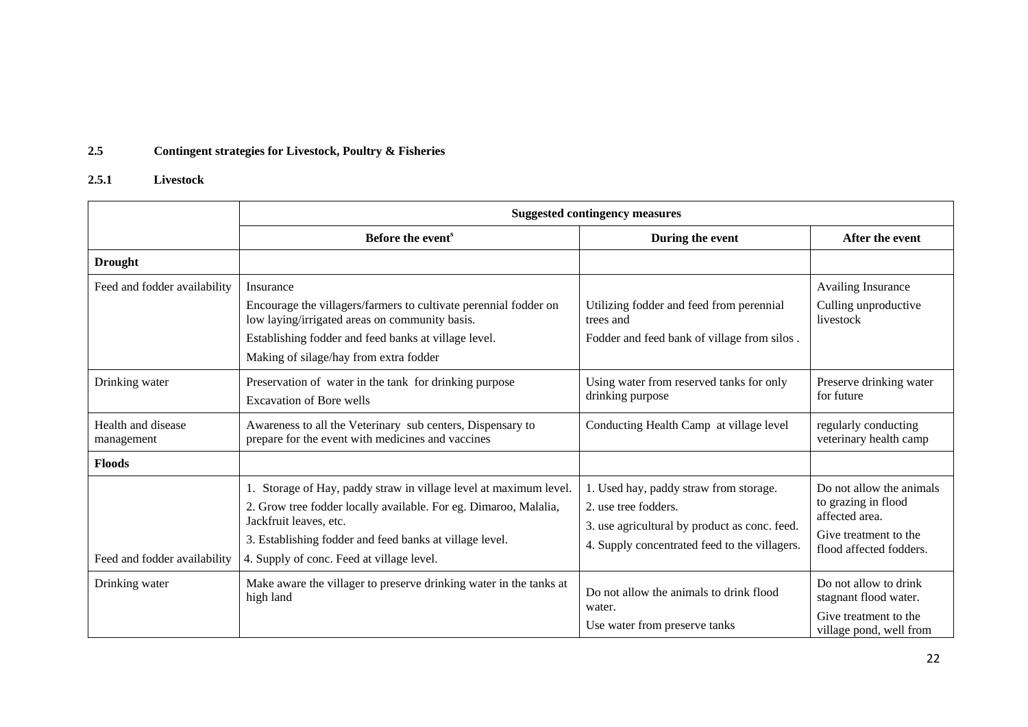## 2.5 Contingent strategies for Livestock, Poultry & Fisheries

### 2.5.1 Livestock

| | Suggested contingency measures | | |
|---|---|---|---|
| | Before the event[s] | During the event | After the event |
| **Drought** | | | |
| Feed and fodder availability | Insurance<br>Encourage the villagers/farmers to cultivate perennial fodder on low laying/irrigated areas on community basis.<br>Establishing fodder and feed banks at village level.<br>Making of silage/hay from extra fodder | Utilizing fodder and feed from perennial trees and<br>Fodder and feed bank of village from silos . | Availing Insurance<br>Culling unproductive livestock |
| Drinking water | Preservation of water in the tank for drinking purpose<br>Excavation of Bore wells | Using water from reserved tanks for only drinking purpose | Preserve drinking water for future |
| Health and disease management | Awareness to all the Veterinary sub centers, Dispensary to prepare for the event with medicines and vaccines | Conducting Health Camp at village level | regularly conducting veterinary health camp |
| **Floods** | | | |
| Feed and fodder availability | 1. Storage of Hay, paddy straw in village level at maximum level.<br>2. Grow tree fodder locally available. For eg. Dimaroo, Malalia, Jackfruit leaves, etc.<br>3. Establishing fodder and feed banks at village level.<br>4. Supply of conc. Feed at village level. | 1. Used hay, paddy straw from storage.<br>2. use tree fodders.<br>3. use agricultural by product as conc. feed.<br>4. Supply concentrated feed to the villagers. | Do not allow the animals to grazing in flood affected area.<br>Give treatment to the flood affected fodders. |
| Drinking water | Make aware the villager to preserve drinking water in the tanks at high land | Do not allow the animals to drink flood water.<br>Use water from preserve tanks | Do not allow to drink stagnant flood water.<br>Give treatment to the village pond, well from |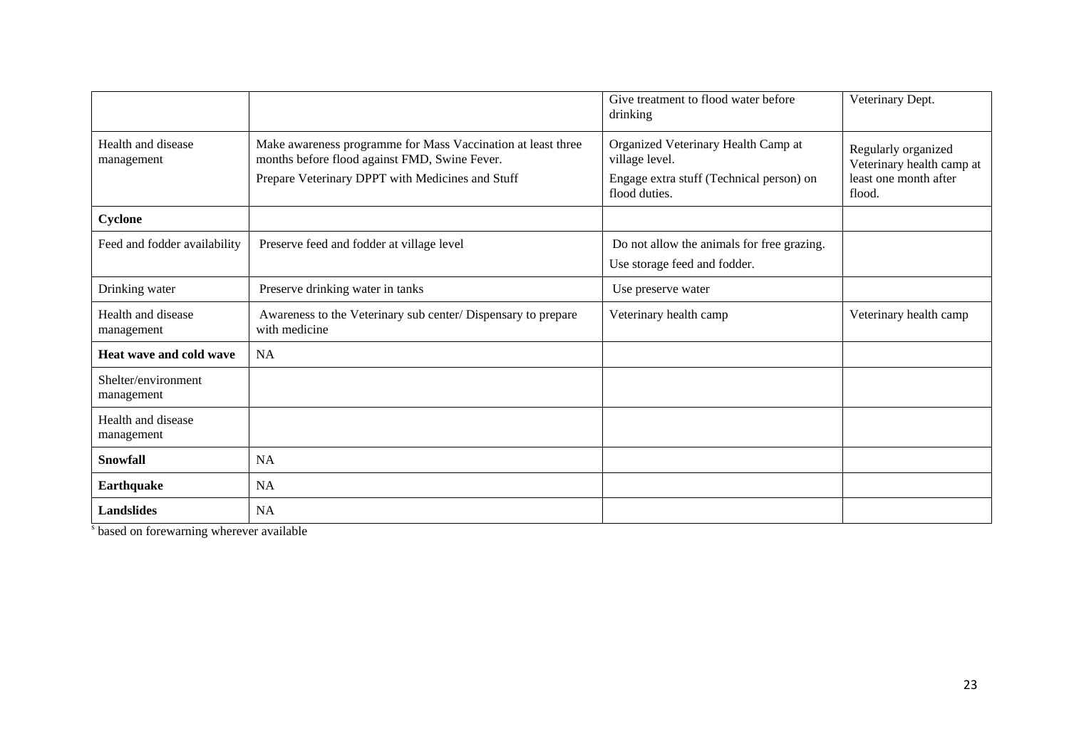| | | | |
|---|---|---|---|
| | | Give treatment to flood water before drinking | Veterinary Dept. |
| Health and disease management | Make awareness programme for Mass Vaccination at least three months before flood against FMD, Swine Fever.<br>Prepare Veterinary DPPT with Medicines and Stuff | Organized Veterinary Health Camp at village level.<br>Engage extra stuff (Technical person) on flood duties. | Regularly organized Veterinary health camp at least one month after flood. |
| **Cyclone** | | | |
| Feed and fodder availability | Preserve feed and fodder at village level | Do not allow the animals for free grazing.<br>Use storage feed and fodder. | |
| Drinking water | Preserve drinking water in tanks | Use preserve water | |
| Health and disease management | Awareness to the Veterinary sub center/ Dispensary to prepare with medicine | Veterinary health camp | Veterinary health camp |
| **Heat wave and cold wave** | NA | | |
| Shelter/environment management | | | |
| Health and disease management | | | |
| **Snowfall** | NA | | |
| **Earthquake** | NA | | |
| **Landslides** | NA | | |

[s] based on forewarning wherever available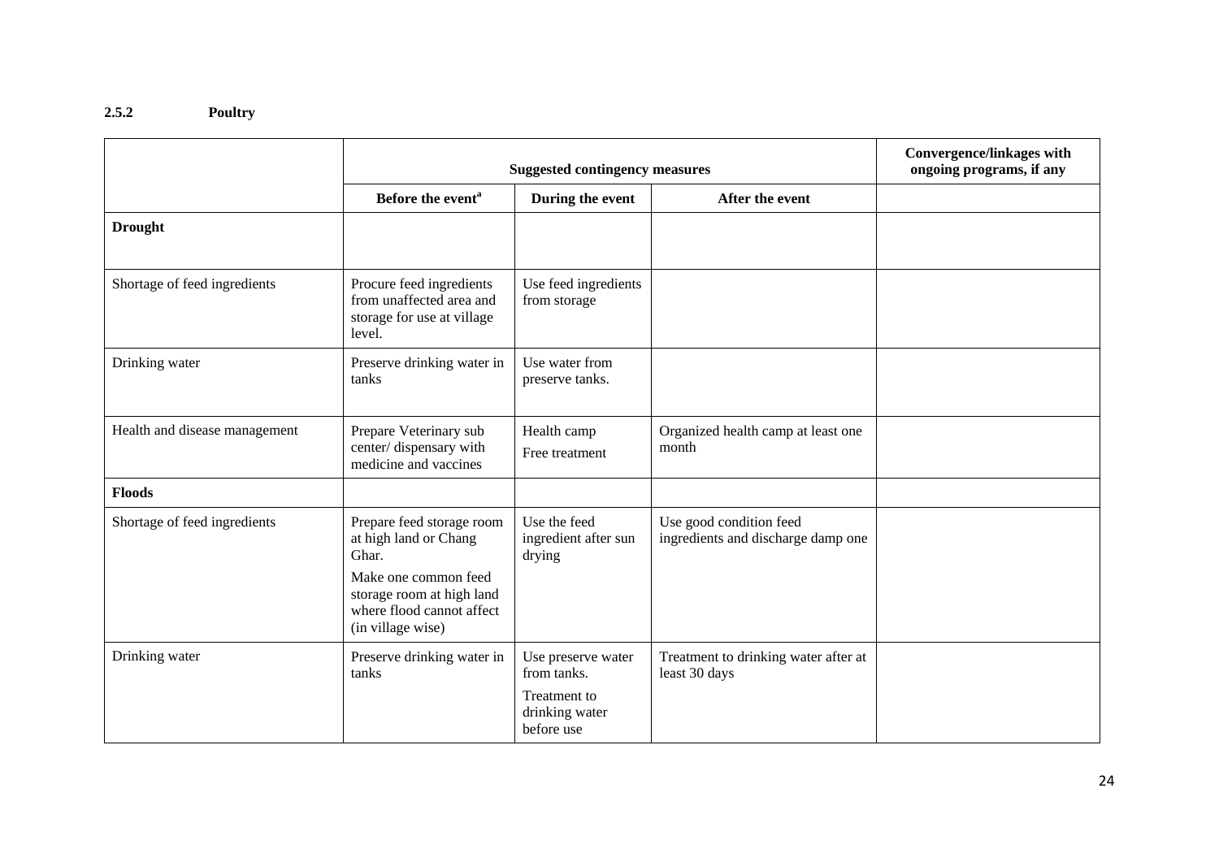### 2.5.2 Poultry

| | Suggested contingency measures | | | Convergence/linkages with ongoing programs, if any |
|---|---|---|---|---|
| | Before the event[a] | During the event | After the event | |
| **Drought** | | | | |
| Shortage of feed ingredients | Procure feed ingredients from unaffected area and storage for use at village level. | Use feed ingredients from storage | | |
| Drinking water | Preserve drinking water in tanks | Use water from preserve tanks. | | |
| Health and disease management | Prepare Veterinary sub center/ dispensary with medicine and vaccines | Health camp<br>Free treatment | Organized health camp at least one month | |
| **Floods** | | | | |
| Shortage of feed ingredients | Prepare feed storage room at high land or Chang Ghar.<br>Make one common feed storage room at high land where flood cannot affect (in village wise) | Use the feed ingredient after sun drying | Use good condition feed ingredients and discharge damp one | |
| Drinking water | Preserve drinking water in tanks | Use preserve water from tanks.<br>Treatment to drinking water before use | Treatment to drinking water after at least 30 days | |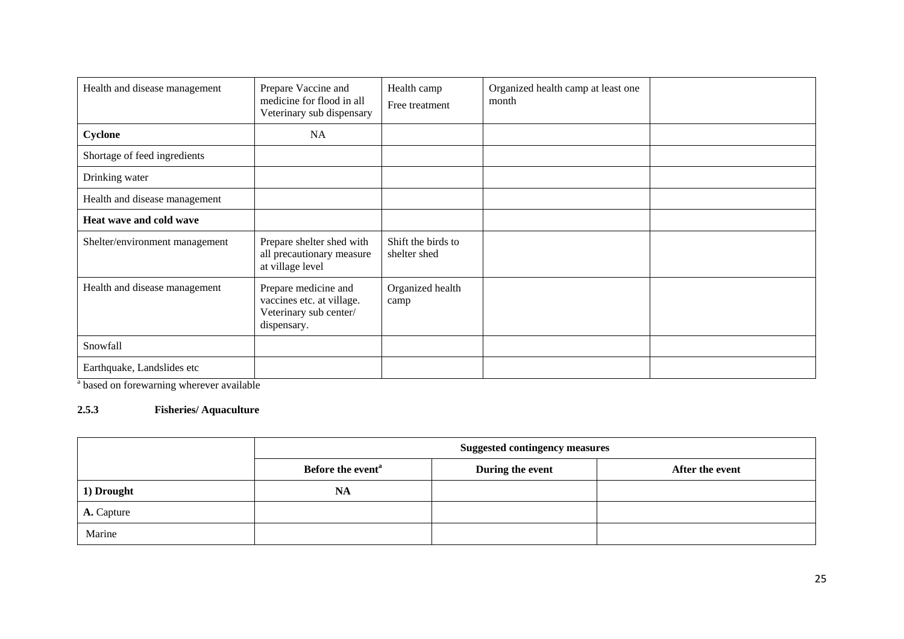| | | | | |
|---|---|---|---|---|
| Health and disease management | Prepare Vaccine and medicine for flood in all Veterinary sub dispensary | Health camp<br>Free treatment | Organized health camp at least one month | |
| **Cyclone** | NA | | | |
| Shortage of feed ingredients | | | | |
| Drinking water | | | | |
| Health and disease management | | | | |
| **Heat wave and cold wave** | | | | |
| Shelter/environment management | Prepare shelter shed with all precautionary measure at village level | Shift the birds to shelter shed | | |
| Health and disease management | Prepare medicine and vaccines etc. at village. Veterinary sub center/ dispensary. | Organized health camp | | |
| Snowfall | | | | |
| Earthquake, Landslides etc | | | | |

[a] based on forewarning wherever available

### 2.5.3 Fisheries/ Aquaculture

| | Suggested contingency measures | | |
|---|---|---|---|
| | **Before the event[a]** | **During the event** | **After the event** |
| **1) Drought** | **NA** | | |
| **A.** Capture | | | |
| Marine | | | |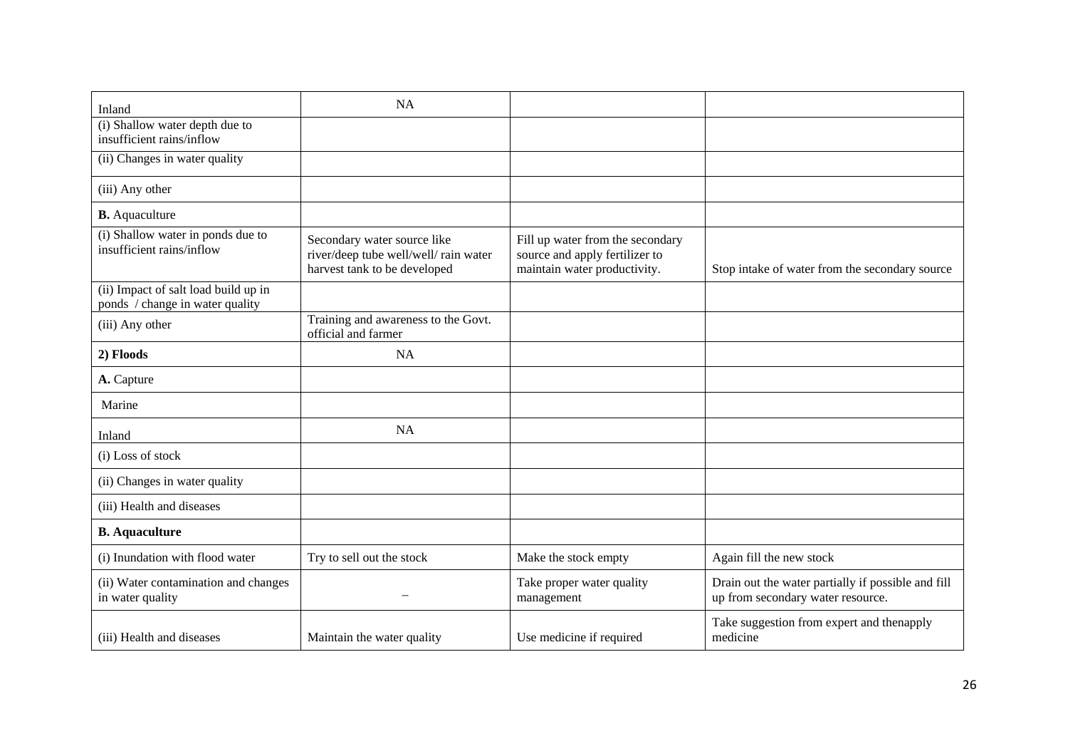| | | | |
|---|---|---|---|
| Inland | NA | | |
| (i) Shallow water depth due to insufficient rains/inflow | | | |
| (ii) Changes in water quality | | | |
| (iii) Any other | | | |
| **B.** Aquaculture | | | |
| (i) Shallow water in ponds due to insufficient rains/inflow | Secondary water source like river/deep tube well/well/ rain water harvest tank to be developed | Fill up water from the secondary source and apply fertilizer to maintain water productivity. | Stop intake of water from the secondary source |
| (ii) Impact of salt load build up in ponds / change in water quality | | | |
| (iii) Any other | Training and awareness to the Govt. official and farmer | | |
| **2) Floods** | NA | | |
| **A.** Capture | | | |
| Marine | | | |
| Inland | NA | | |
| (i) Loss of stock | | | |
| (ii) Changes in water quality | | | |
| (iii) Health and diseases | | | |
| **B. Aquaculture** | | | |
| (i) Inundation with flood water | Try to sell out the stock | Make the stock empty | Again fill the new stock |
| (ii) Water contamination and changes in water quality | – | Take proper water quality management | Drain out the water partially if possible and fill up from secondary water resource. |
| (iii) Health and diseases | Maintain the water quality | Use medicine if required | Take suggestion from expert and thenapply medicine |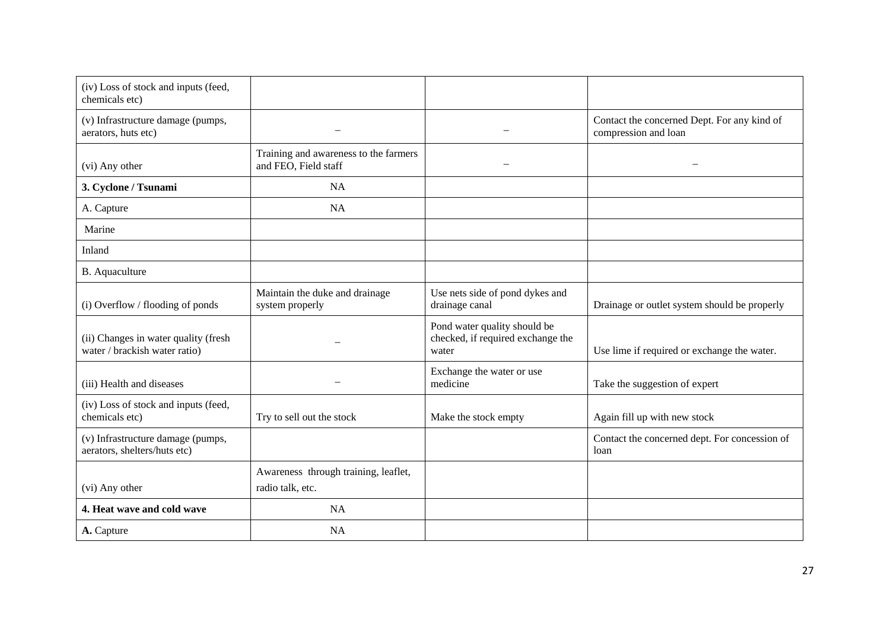| | | | |
|---|---|---|---|
| (iv) Loss of stock and inputs (feed, chemicals etc) | | | |
| (v) Infrastructure damage (pumps, aerators, huts etc) | – | – | Contact the concerned Dept. For any kind of compression and loan |
| (vi) Any other | Training and awareness to the farmers and FEO, Field staff | – | – |
| **3. Cyclone / Tsunami** | NA | | |
| A. Capture | NA | | |
| Marine | | | |
| Inland | | | |
| B. Aquaculture | | | |
| (i) Overflow / flooding of ponds | Maintain the duke and drainage system properly | Use nets side of pond dykes and drainage canal | Drainage or outlet system should be properly |
| (ii) Changes in water quality (fresh water / brackish water ratio) | – | Pond water quality should be checked, if required exchange the water | Use lime if required or exchange the water. |
| (iii) Health and diseases | – | Exchange the water or use medicine | Take the suggestion of expert |
| (iv) Loss of stock and inputs (feed, chemicals etc) | Try to sell out the stock | Make the stock empty | Again fill up with new stock |
| (v) Infrastructure damage (pumps, aerators, shelters/huts etc) | | | Contact the concerned dept. For concession of loan |
| (vi) Any other | Awareness through training, leaflet, radio talk, etc. | | |
| **4. Heat wave and cold wave** | NA | | |
| **A.** Capture | NA | | |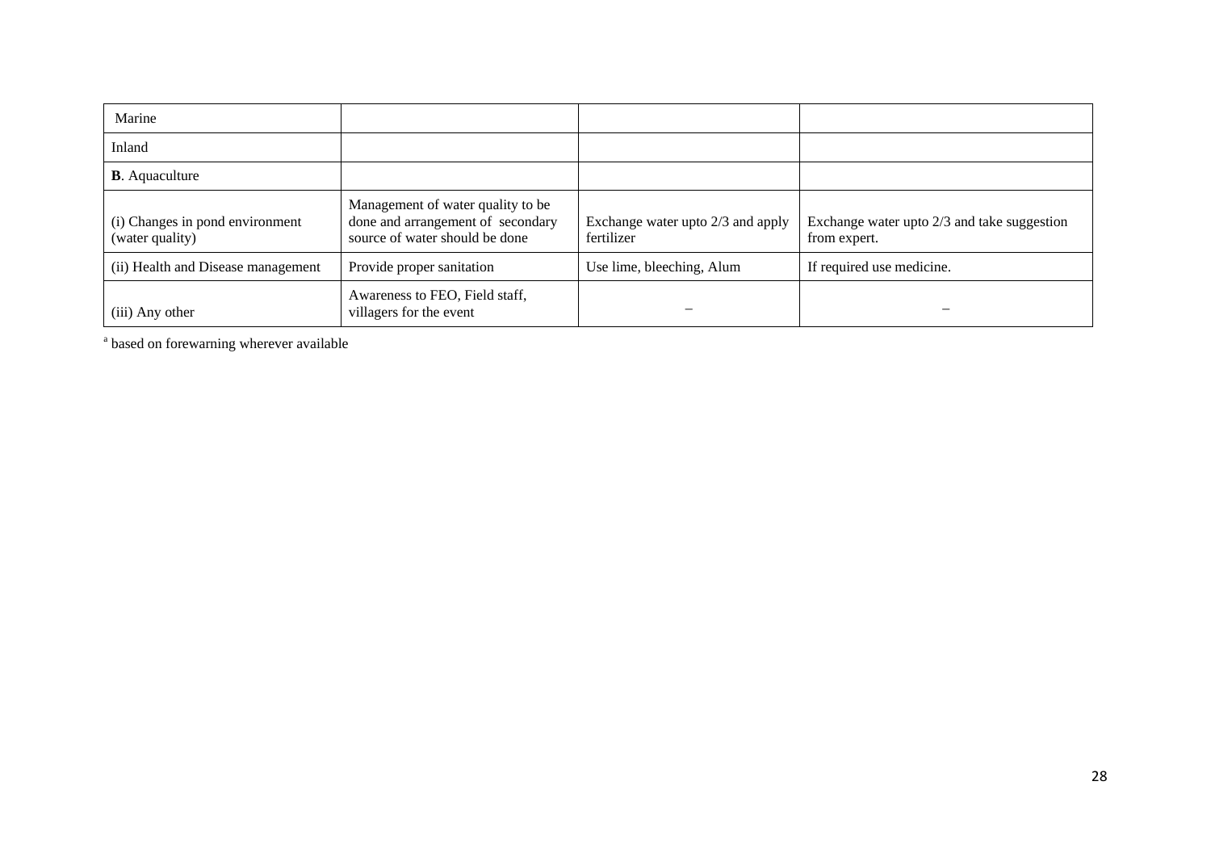| | | | |
|---|---|---|---|
| Marine | | | |
| Inland | | | |
| **B**. Aquaculture | | | |
| (i) Changes in pond environment (water quality) | Management of water quality to be done and arrangement of secondary source of water should be done | Exchange water upto 2/3 and apply fertilizer | Exchange water upto 2/3 and take suggestion from expert. |
| (ii) Health and Disease management | Provide proper sanitation | Use lime, bleeching, Alum | If required use medicine. |
| (iii) Any other | Awareness to FEO, Field staff, villagers for the event | – | – |

[a] based on forewarning wherever available